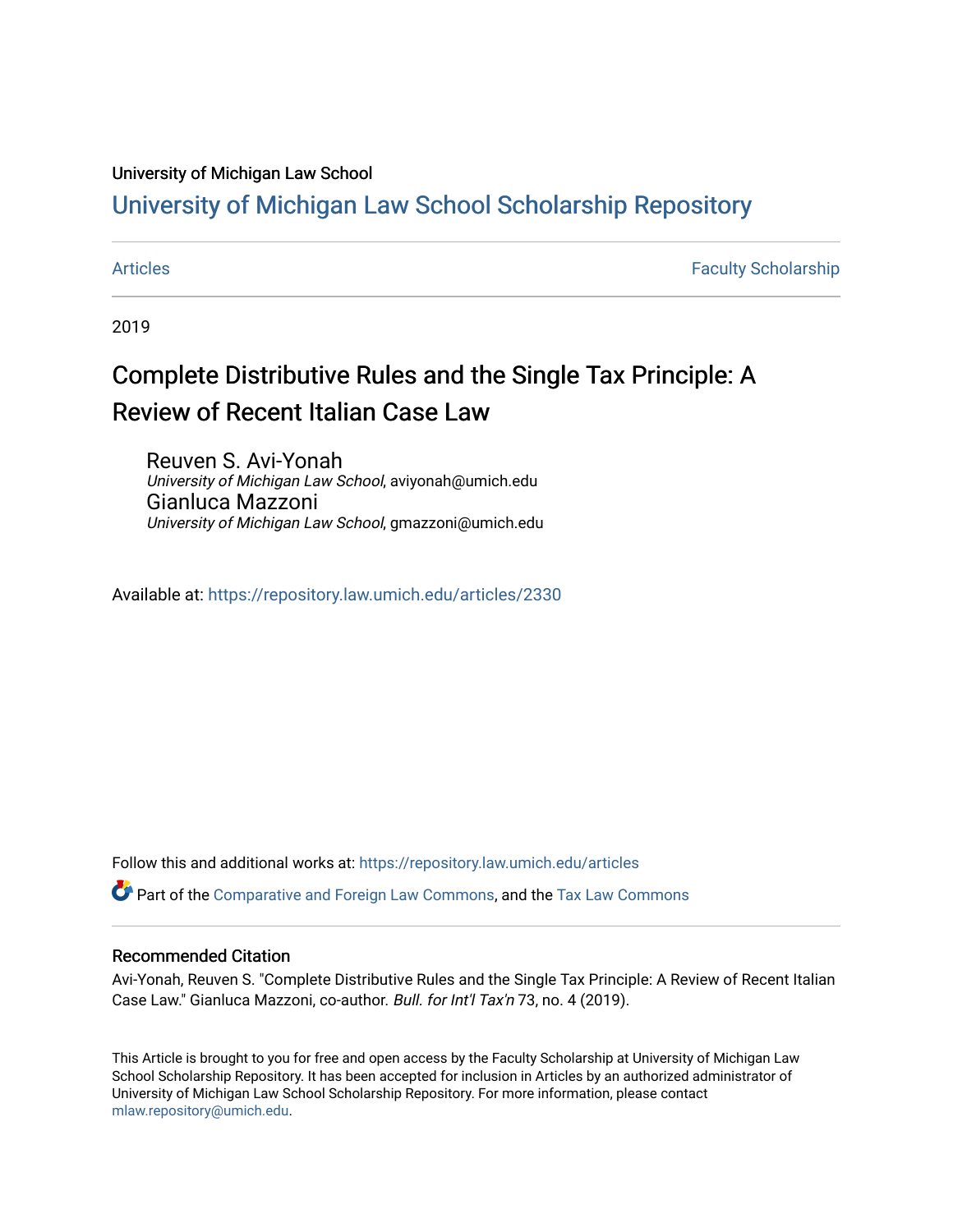University of Michigan Law School

# University of Michigan Law School Scholarship Repository

Articles | Faculty Scholarship

2019

## Complete Distributive Rules and the Single Tax Principle: A Review of Recent Italian Case Law

Reuven S. Avi-Yonah
*University of Michigan Law School*, aviyonah@umich.edu

Gianluca Mazzoni
*University of Michigan Law School*, gmazzoni@umich.edu

Available at: https://repository.law.umich.edu/articles/2330

Follow this and additional works at: https://repository.law.umich.edu/articles

Part of the Comparative and Foreign Law Commons, and the Tax Law Commons

### Recommended Citation

Avi-Yonah, Reuven S. "Complete Distributive Rules and the Single Tax Principle: A Review of Recent Italian Case Law." Gianluca Mazzoni, co-author. *Bull. for Int'l Tax'n* 73, no. 4 (2019).

This Article is brought to you for free and open access by the Faculty Scholarship at University of Michigan Law School Scholarship Repository. It has been accepted for inclusion in Articles by an authorized administrator of University of Michigan Law School Scholarship Repository. For more information, please contact mlaw.repository@umich.edu.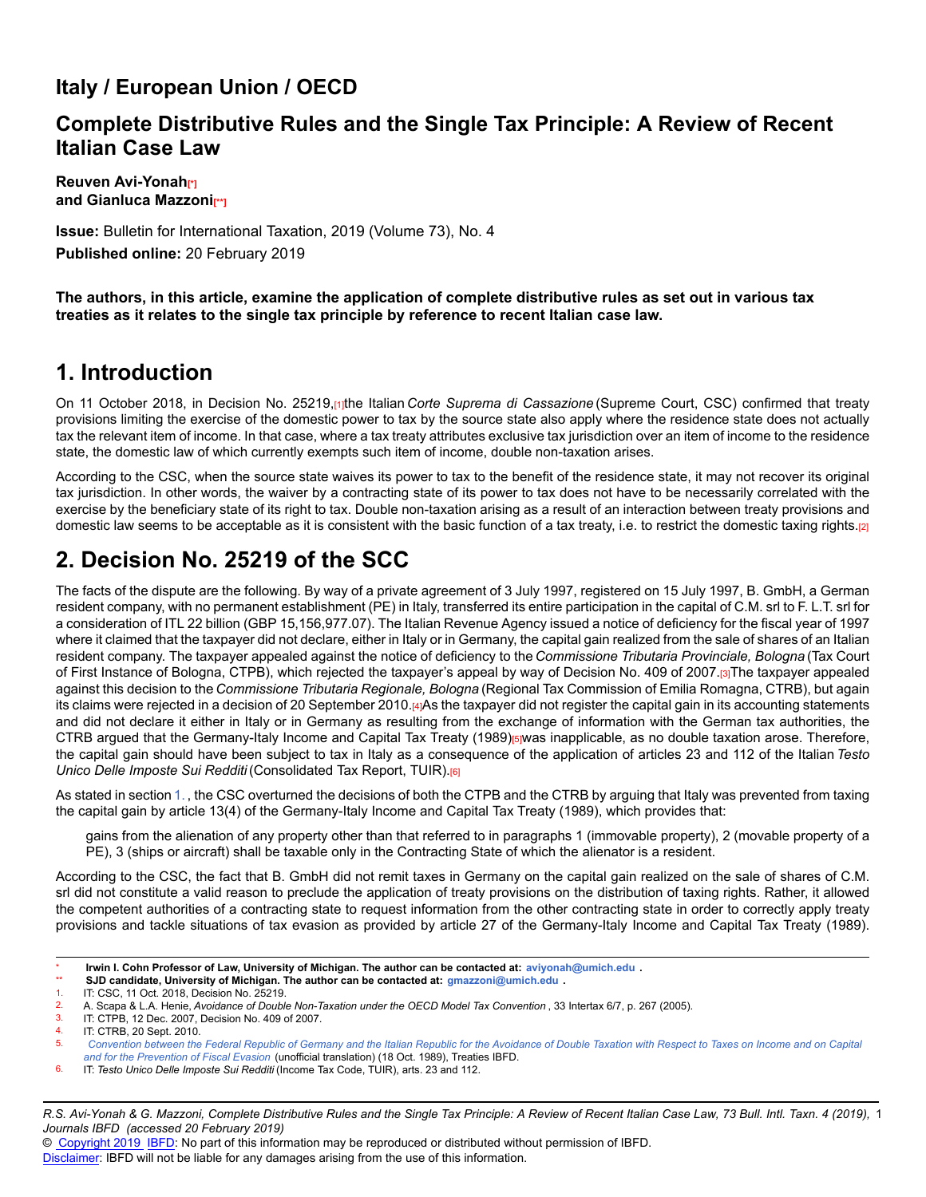# Italy / European Union / OECD

## Complete Distributive Rules and the Single Tax Principle: A Review of Recent Italian Case Law

**Reuven Avi-Yonah**[*]
**and Gianluca Mazzoni**[**]

**Issue:** Bulletin for International Taxation, 2019 (Volume 73), No. 4

**Published online:** 20 February 2019

**The authors, in this article, examine the application of complete distributive rules as set out in various tax treaties as it relates to the single tax principle by reference to recent Italian case law.**

# 1. Introduction

On 11 October 2018, in Decision No. 25219,[1] the Italian *Corte Suprema di Cassazione* (Supreme Court, CSC) confirmed that treaty provisions limiting the exercise of the domestic power to tax by the source state also apply where the residence state does not actually tax the relevant item of income. In that case, where a tax treaty attributes exclusive tax jurisdiction over an item of income to the residence state, the domestic law of which currently exempts such item of income, double non-taxation arises.

According to the CSC, when the source state waives its power to tax to the benefit of the residence state, it may not recover its original tax jurisdiction. In other words, the waiver by a contracting state of its power to tax does not have to be necessarily correlated with the exercise by the beneficiary state of its right to tax. Double non-taxation arising as a result of an interaction between treaty provisions and domestic law seems to be acceptable as it is consistent with the basic function of a tax treaty, i.e. to restrict the domestic taxing rights.[2]

# 2. Decision No. 25219 of the SCC

The facts of the dispute are the following. By way of a private agreement of 3 July 1997, registered on 15 July 1997, B. GmbH, a German resident company, with no permanent establishment (PE) in Italy, transferred its entire participation in the capital of C.M. srl to F. L.T. srl for a consideration of ITL 22 billion (GBP 15,156,977.07). The Italian Revenue Agency issued a notice of deficiency for the fiscal year of 1997 where it claimed that the taxpayer did not declare, either in Italy or in Germany, the capital gain realized from the sale of shares of an Italian resident company. The taxpayer appealed against the notice of deficiency to the *Commissione Tributaria Provinciale, Bologna* (Tax Court of First Instance of Bologna, CTPB), which rejected the taxpayer's appeal by way of Decision No. 409 of 2007.[3] The taxpayer appealed against this decision to the *Commissione Tributaria Regionale, Bologna* (Regional Tax Commission of Emilia Romagna, CTRB), but again its claims were rejected in a decision of 20 September 2010.[4] As the taxpayer did not register the capital gain in its accounting statements and did not declare it either in Italy or in Germany as resulting from the exchange of information with the German tax authorities, the CTRB argued that the Germany-Italy Income and Capital Tax Treaty (1989)[5] was inapplicable, as no double taxation arose. Therefore, the capital gain should have been subject to tax in Italy as a consequence of the application of articles 23 and 112 of the Italian *Testo Unico Delle Imposte Sui Redditi* (Consolidated Tax Report, TUIR).[6]

As stated in section 1., the CSC overturned the decisions of both the CTPB and the CTRB by arguing that Italy was prevented from taxing the capital gain by article 13(4) of the Germany-Italy Income and Capital Tax Treaty (1989), which provides that:

> gains from the alienation of any property other than that referred to in paragraphs 1 (immovable property), 2 (movable property of a PE), 3 (ships or aircraft) shall be taxable only in the Contracting State of which the alienator is a resident.

According to the CSC, the fact that B. GmbH did not remit taxes in Germany on the capital gain realized on the sale of shares of C.M. srl did not constitute a valid reason to preclude the application of treaty provisions on the distribution of taxing rights. Rather, it allowed the competent authorities of a contracting state to request information from the other contracting state in order to correctly apply treaty provisions and tackle situations of tax evasion as provided by article 27 of the Germany-Italy Income and Capital Tax Treaty (1989).

---

\* Irwin I. Cohn Professor of Law, University of Michigan. The author can be contacted at: aviyonah@umich.edu.

\*\* SJD candidate, University of Michigan. The author can be contacted at: gmazzoni@umich.edu.

1. IT: CSC, 11 Oct. 2018, Decision No. 25219.
2. A. Scapa & L.A. Henie, *Avoidance of Double Non-Taxation under the OECD Model Tax Convention*, 33 Intertax 6/7, p. 267 (2005).
3. IT: CTPB, 12 Dec. 2007, Decision No. 409 of 2007.
4. IT: CTRB, 20 Sept. 2010.
5. *Convention between the Federal Republic of Germany and the Italian Republic for the Avoidance of Double Taxation with Respect to Taxes on Income and on Capital and for the Prevention of Fiscal Evasion* (unofficial translation) (18 Oct. 1989), Treaties IBFD.
6. IT: *Testo Unico Delle Imposte Sui Redditi* (Income Tax Code, TUIR), arts. 23 and 112.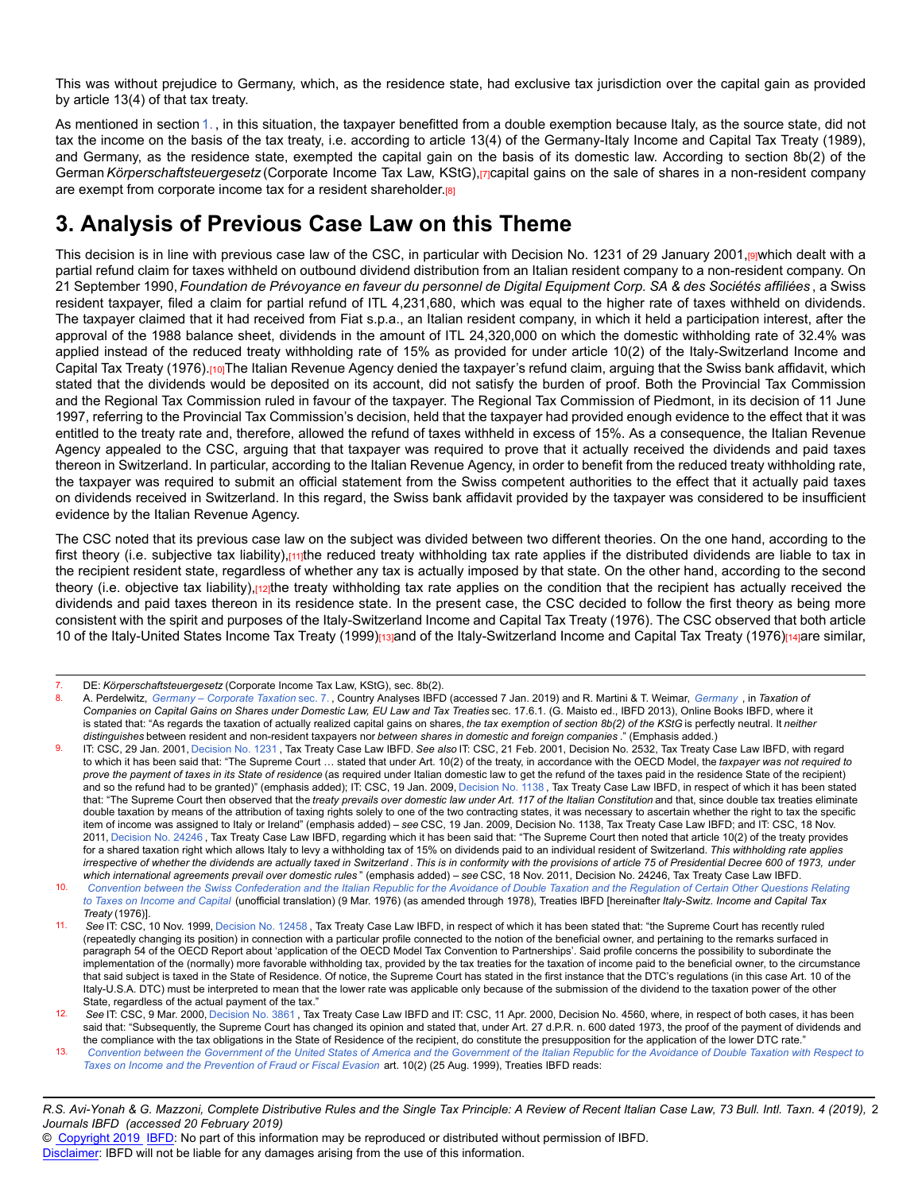This was without prejudice to Germany, which, as the residence state, had exclusive tax jurisdiction over the capital gain as provided by article 13(4) of that tax treaty.

As mentioned in section 1., in this situation, the taxpayer benefitted from a double exemption because Italy, as the source state, did not tax the income on the basis of the tax treaty, i.e. according to article 13(4) of the Germany-Italy Income and Capital Tax Treaty (1989), and Germany, as the residence state, exempted the capital gain on the basis of its domestic law. According to section 8b(2) of the German *Körperschaftsteuergesetz* (Corporate Income Tax Law, KStG),[7] capital gains on the sale of shares in a non-resident company are exempt from corporate income tax for a resident shareholder.[8]

# 3. Analysis of Previous Case Law on this Theme

This decision is in line with previous case law of the CSC, in particular with Decision No. 1231 of 29 January 2001,[9] which dealt with a partial refund claim for taxes withheld on outbound dividend distribution from an Italian resident company to a non-resident company. On 21 September 1990, *Foundation de Prévoyance en faveur du personnel de Digital Equipment Corp. SA & des Sociétés affiliées*, a Swiss resident taxpayer, filed a claim for partial refund of ITL 4,231,680, which was equal to the higher rate of taxes withheld on dividends. The taxpayer claimed that it had received from Fiat s.p.a., an Italian resident company, in which it held a participation interest, after the approval of the 1988 balance sheet, dividends in the amount of ITL 24,320,000 on which the domestic withholding rate of 32.4% was applied instead of the reduced treaty withholding rate of 15% as provided for under article 10(2) of the Italy-Switzerland Income and Capital Tax Treaty (1976).[10] The Italian Revenue Agency denied the taxpayer's refund claim, arguing that the Swiss bank affidavit, which stated that the dividends would be deposited on its account, did not satisfy the burden of proof. Both the Provincial Tax Commission and the Regional Tax Commission ruled in favour of the taxpayer. The Regional Tax Commission of Piedmont, in its decision of 11 June 1997, referring to the Provincial Tax Commission's decision, held that the taxpayer had provided enough evidence to the effect that it was entitled to the treaty rate and, therefore, allowed the refund of taxes withheld in excess of 15%. As a consequence, the Italian Revenue Agency appealed to the CSC, arguing that that taxpayer was required to prove that it actually received the dividends and paid taxes thereon in Switzerland. In particular, according to the Italian Revenue Agency, in order to benefit from the reduced treaty withholding rate, the taxpayer was required to submit an official statement from the Swiss competent authorities to the effect that it actually paid taxes on dividends received in Switzerland. In this regard, the Swiss bank affidavit provided by the taxpayer was considered to be insufficient evidence by the Italian Revenue Agency.

The CSC noted that its previous case law on the subject was divided between two different theories. On the one hand, according to the first theory (i.e. subjective tax liability),[11] the reduced treaty withholding tax rate applies if the distributed dividends are liable to tax in the recipient resident state, regardless of whether any tax is actually imposed by that state. On the other hand, according to the second theory (i.e. objective tax liability),[12] the treaty withholding tax rate applies on the condition that the recipient has actually received the dividends and paid taxes thereon in its residence state. In the present case, the CSC decided to follow the first theory as being more consistent with the spirit and purposes of the Italy-Switzerland Income and Capital Tax Treaty (1976). The CSC observed that both article 10 of the Italy-United States Income Tax Treaty (1999)[13] and of the Italy-Switzerland Income and Capital Tax Treaty (1976)[14] are similar,

---

7. DE: *Körperschaftsteuergesetz* (Corporate Income Tax Law, KStG), sec. 8b(2).
8. A. Perdelwitz, *Germany – Corporate Taxation* sec. 7., Country Analyses IBFD (accessed 7 Jan. 2019) and R. Martini & T. Weimar, *Germany*, in *Taxation of Companies on Capital Gains on Shares under Domestic Law, EU Law and Tax Treaties* sec. 17.6.1. (G. Maisto ed., IBFD 2013), Online Books IBFD, where it is stated that: "As regards the taxation of actually realized capital gains on shares, *the tax exemption of section 8b(2) of the KStG* is perfectly neutral. It *neither distinguishes* between resident and non-resident taxpayers nor *between shares in domestic and foreign companies*." (Emphasis added.)
9. IT: CSC, 29 Jan. 2001, Decision No. 1231, Tax Treaty Case Law IBFD. *See also* IT: CSC, 21 Feb. 2001, Decision No. 2532, Tax Treaty Case Law IBFD, with regard to which it has been said that: "The Supreme Court … stated that under Art. 10(2) of the treaty, in accordance with the OECD Model, the *taxpayer was not required to prove the payment of taxes in its State of residence* (as required under Italian domestic law to get the refund of the taxes paid in the residence State of the recipient) and so the refund had to be granted)" (emphasis added); IT: CSC, 19 Jan. 2009, Decision No. 1138, Tax Treaty Case Law IBFD, in respect of which it has been stated that: "The Supreme Court then observed that the *treaty prevails over domestic law under Art. 117 of the Italian Constitution* and that, since double tax treaties eliminate double taxation by means of the attribution of taxing rights solely to one of the two contracting states, it was necessary to ascertain whether the right to tax the specific item of income was assigned to Italy or Ireland" (emphasis added) – *see* CSC, 19 Jan. 2009, Decision No. 1138, Tax Treaty Case Law IBFD; and IT: CSC, 18 Nov. 2011, Decision No. 24246, Tax Treaty Case Law IBFD, regarding which it has been said that: "The Supreme Court then noted that article 10(2) of the treaty provides for a shared taxation right which allows Italy to levy a withholding tax of 15% on dividends paid to an individual resident of Switzerland. *This withholding rate applies irrespective of whether the dividends are actually taxed in Switzerland. This is in conformity with the provisions of article 75 of Presidential Decree 600 of 1973, under which international agreements prevail over domestic rules*" (emphasis added) – *see* CSC, 18 Nov. 2011, Decision No. 24246, Tax Treaty Case Law IBFD.
10. *Convention between the Swiss Confederation and the Italian Republic for the Avoidance of Double Taxation and the Regulation of Certain Other Questions Relating to Taxes on Income and Capital* (unofficial translation) (9 Mar. 1976) (as amended through 1978), Treaties IBFD [hereinafter *Italy-Switz. Income and Capital Tax Treaty* (1976)].
11. *See* IT: CSC, 10 Nov. 1999, Decision No. 12458, Tax Treaty Case Law IBFD, in respect of which it has been stated that: "the Supreme Court has recently ruled (repeatedly changing its position) in connection with a particular profile connected to the notion of the beneficial owner, and pertaining to the remarks surfaced in paragraph 54 of the OECD Report about 'application of the OECD Model Tax Convention to Partnerships'. Said profile concerns the possibility to subordinate the implementation of the (normally) more favorable withholding tax, provided by the tax treaties for the taxation of income paid to the beneficial owner, to the circumstance that said subject is taxed in the State of Residence. Of notice, the Supreme Court has stated in the first instance that the DTC's regulations (in this case Art. 10 of the Italy-U.S.A. DTC) must be interpreted to mean that the lower rate was applicable only because of the submission of the dividend to the taxation power of the other State, regardless of the actual payment of the tax."
12. *See* IT: CSC, 9 Mar. 2000, Decision No. 3861, Tax Treaty Case Law IBFD and IT: CSC, 11 Apr. 2000, Decision No. 4560, where, in respect of both cases, it has been said that: "Subsequently, the Supreme Court has changed its opinion and stated that, under Art. 27 d.P.R. n. 600 dated 1973, the proof of the payment of dividends and the compliance with the tax obligations in the State of Residence of the recipient, do constitute the presupposition for the application of the lower DTC rate."
13. *Convention between the Government of the United States of America and the Government of the Italian Republic for the Avoidance of Double Taxation with Respect to Taxes on Income and the Prevention of Fraud or Fiscal Evasion* art. 10(2) (25 Aug. 1999), Treaties IBFD reads: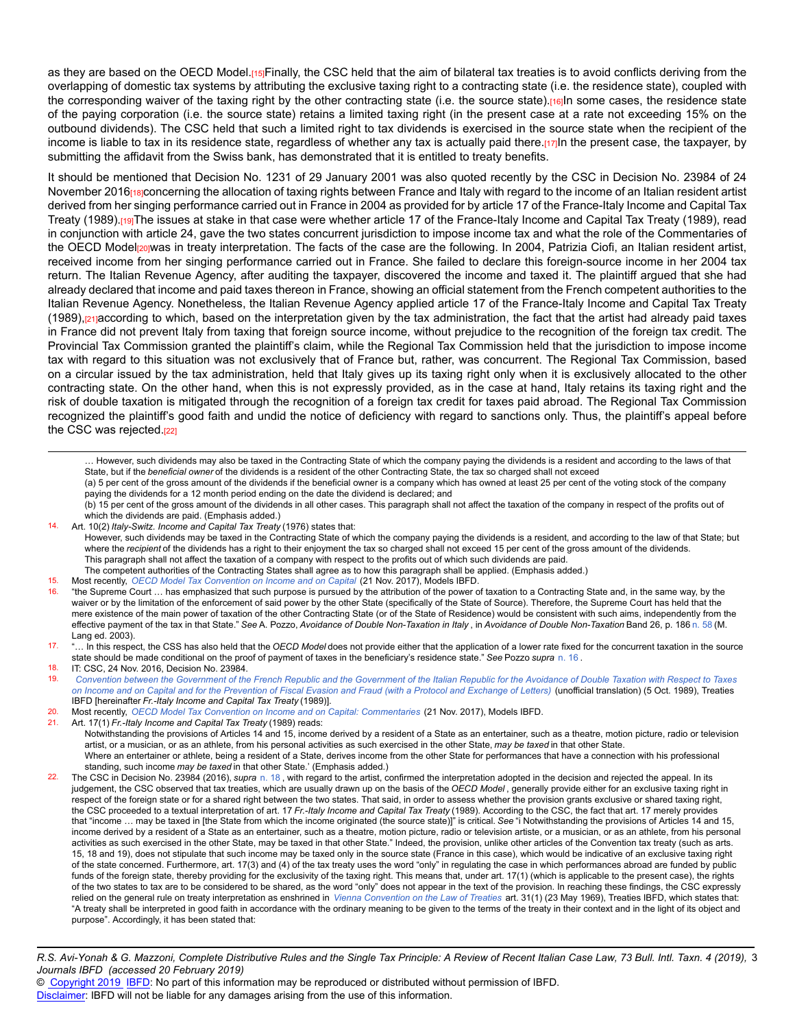as they are based on the OECD Model.[15] Finally, the CSC held that the aim of bilateral tax treaties is to avoid conflicts deriving from the overlapping of domestic tax systems by attributing the exclusive taxing right to a contracting state (i.e. the residence state), coupled with the corresponding waiver of the taxing right by the other contracting state (i.e. the source state).[16] In some cases, the residence state of the paying corporation (i.e. the source state) retains a limited taxing right (in the present case at a rate not exceeding 15% on the outbound dividends). The CSC held that such a limited right to tax dividends is exercised in the source state when the recipient of the income is liable to tax in its residence state, regardless of whether any tax is actually paid there.[17] In the present case, the taxpayer, by submitting the affidavit from the Swiss bank, has demonstrated that it is entitled to treaty benefits.

It should be mentioned that Decision No. 1231 of 29 January 2001 was also quoted recently by the CSC in Decision No. 23984 of 24 November 2016[18] concerning the allocation of taxing rights between France and Italy with regard to the income of an Italian resident artist derived from her singing performance carried out in France in 2004 as provided for by article 17 of the France-Italy Income and Capital Tax Treaty (1989).[19] The issues at stake in that case were whether article 17 of the France-Italy Income and Capital Tax Treaty (1989), read in conjunction with article 24, gave the two states concurrent jurisdiction to impose income tax and what the role of the Commentaries of the OECD Model[20] was in treaty interpretation. The facts of the case are the following. In 2004, Patrizia Ciofi, an Italian resident artist, received income from her singing performance carried out in France. She failed to declare this foreign-source income in her 2004 tax return. The Italian Revenue Agency, after auditing the taxpayer, discovered the income and taxed it. The plaintiff argued that she had already declared that income and paid taxes thereon in France, showing an official statement from the French competent authorities to the Italian Revenue Agency. Nonetheless, the Italian Revenue Agency applied article 17 of the France-Italy Income and Capital Tax Treaty (1989),[21] according to which, based on the interpretation given by the tax administration, the fact that the artist had already paid taxes in France did not prevent Italy from taxing that foreign source income, without prejudice to the recognition of the foreign tax credit. The Provincial Tax Commission granted the plaintiff's claim, while the Regional Tax Commission held that the jurisdiction to impose income tax with regard to this situation was not exclusively that of France but, rather, was concurrent. The Regional Tax Commission, based on a circular issued by the tax administration, held that Italy gives up its taxing right only when it is exclusively allocated to the other contracting state. On the other hand, when this is not expressly provided, as in the case at hand, Italy retains its taxing right and the risk of double taxation is mitigated through the recognition of a foreign tax credit for taxes paid abroad. The Regional Tax Commission recognized the plaintiff's good faith and undid the notice of deficiency with regard to sanctions only. Thus, the plaintiff's appeal before the CSC was rejected.[22]

---

> … However, such dividends may also be taxed in the Contracting State of which the company paying the dividends is a resident and according to the laws of that State, but if the *beneficial owner* of the dividends is a resident of the other Contracting State, the tax so charged shall not exceed
>
> (a) 5 per cent of the gross amount of the dividends if the beneficial owner is a company which has owned at least 25 per cent of the voting stock of the company paying the dividends for a 12 month period ending on the date the dividend is declared; and
>
> (b) 15 per cent of the gross amount of the dividends in all other cases. This paragraph shall not affect the taxation of the company in respect of the profits out of which the dividends are paid. (Emphasis added.)

14. Art. 10(2) *Italy-Switz. Income and Capital Tax Treaty* (1976) states that:

    > However, such dividends may be taxed in the Contracting State of which the company paying the dividends is a resident, and according to the law of that State; but where the *recipient* of the dividends has a right to their enjoyment the tax so charged shall not exceed 15 per cent of the gross amount of the dividends.
    >
    > This paragraph shall not affect the taxation of a company with respect to the profits out of which such dividends are paid.
    >
    > The competent authorities of the Contracting States shall agree as to how this paragraph shall be applied. (Emphasis added.)

15. Most recently, *OECD Model Tax Convention on Income and on Capital* (21 Nov. 2017), Models IBFD.
16. "the Supreme Court … has emphasized that such purpose is pursued by the attribution of the power of taxation to a Contracting State and, in the same way, by the waiver or by the limitation of the enforcement of said power by the other State (specifically of the State of Source). Therefore, the Supreme Court has held that the mere existence of the main power of taxation of the other Contracting State (or of the State of Residence) would be consistent with such aims, independently from the effective payment of the tax in that State." *See* A. Pozzo, *Avoidance of Double Non-Taxation in Italy* , in *Avoidance of Double Non-Taxation* Band 26, p. 186 n. 58 (M. Lang ed. 2003).
17. "… In this respect, the CSS has also held that the *OECD Model* does not provide either that the application of a lower rate fixed for the concurrent taxation in the source state should be made conditional on the proof of payment of taxes in the beneficiary's residence state." *See* Pozzo *supra* n. 16 .
18. IT: CSC, 24 Nov. 2016, Decision No. 23984.
19. *Convention between the Government of the French Republic and the Government of the Italian Republic for the Avoidance of Double Taxation with Respect to Taxes on Income and on Capital and for the Prevention of Fiscal Evasion and Fraud (with a Protocol and Exchange of Letters)* (unofficial translation) (5 Oct. 1989), Treaties IBFD [hereinafter *Fr.-Italy Income and Capital Tax Treaty* (1989)].
20. Most recently, *OECD Model Tax Convention on Income and on Capital: Commentaries* (21 Nov. 2017), Models IBFD.
21. Art. 17(1) *Fr.-Italy Income and Capital Tax Treaty* (1989) reads:

    > Notwithstanding the provisions of Articles 14 and 15, income derived by a resident of a State as an entertainer, such as a theatre, motion picture, radio or television artist, or a musician, or as an athlete, from his personal activities as such exercised in the other State, *may be taxed* in that other State.
    >
    > Where an entertainer or athlete, being a resident of a State, derives income from the other State for performances that have a connection with his professional standing, such income *may be taxed* in that other State.' (Emphasis added.)

22. The CSC in Decision No. 23984 (2016), *supra* n. 18 , with regard to the artist, confirmed the interpretation adopted in the decision and rejected the appeal. In its judgement, the CSC observed that tax treaties, which are usually drawn up on the basis of the *OECD Model* , generally provide either for an exclusive taxing right in respect of the foreign state or for a shared right between the two states. That said, in order to assess whether the provision grants exclusive or shared taxing right, the CSC proceeded to a textual interpretation of art. 17 *Fr.-Italy Income and Capital Tax Treaty* (1989). According to the CSC, the fact that art. 17 merely provides that "income … may be taxed in [the State from which the income originated (the source state)]" is critical. *See* "i Notwithstanding the provisions of Articles 14 and 15, income derived by a resident of a State as an entertainer, such as a theatre, motion picture, radio or television artiste, or a musician, or as an athlete, from his personal activities as such exercised in the other State, may be taxed in that other State." Indeed, the provision, unlike other articles of the Convention tax treaty (such as arts. 15, 18 and 19), does not stipulate that such income may be taxed only in the source state (France in this case), which would be indicative of an exclusive taxing right of the state concerned. Furthermore, art. 17(3) and (4) of the tax treaty uses the word "only" in regulating the case in which performances abroad are funded by public funds of the foreign state, thereby providing for the exclusivity of the taxing right. This means that, under art. 17(1) (which is applicable to the present case), the rights of the two states to tax are to be considered to be shared, as the word "only" does not appear in the text of the provision. In reaching these findings, the CSC expressly relied on the general rule on treaty interpretation as enshrined in *Vienna Convention on the Law of Treaties* art. 31(1) (23 May 1969), Treaties IBFD, which states that: "A treaty shall be interpreted in good faith in accordance with the ordinary meaning to be given to the terms of the treaty in their context and in the light of its object and purpose". Accordingly, it has been stated that: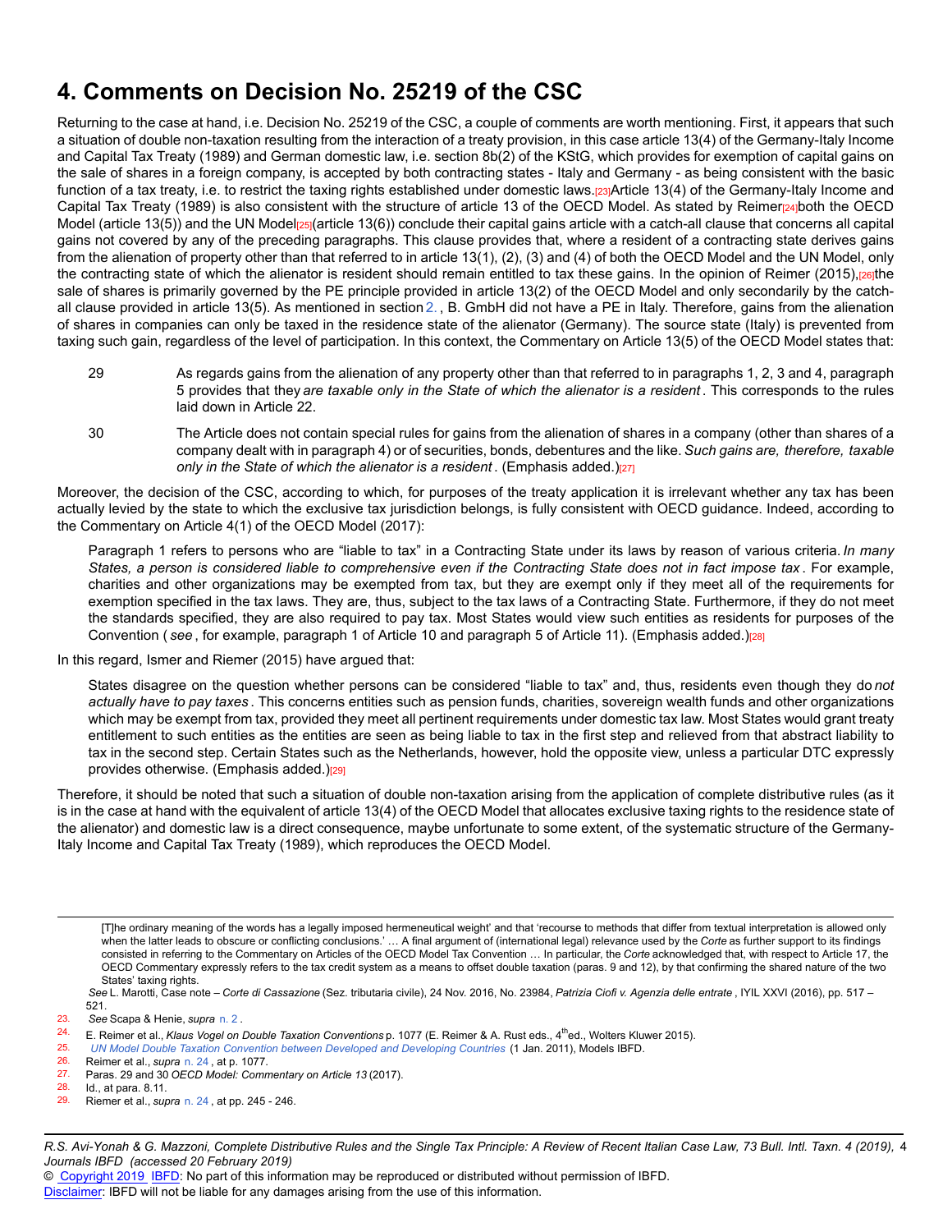# 4. Comments on Decision No. 25219 of the CSC

Returning to the case at hand, i.e. Decision No. 25219 of the CSC, a couple of comments are worth mentioning. First, it appears that such a situation of double non-taxation resulting from the interaction of a treaty provision, in this case article 13(4) of the Germany-Italy Income and Capital Tax Treaty (1989) and German domestic law, i.e. section 8b(2) of the KStG, which provides for exemption of capital gains on the sale of shares in a foreign company, is accepted by both contracting states - Italy and Germany - as being consistent with the basic function of a tax treaty, i.e. to restrict the taxing rights established under domestic laws.[23] Article 13(4) of the Germany-Italy Income and Capital Tax Treaty (1989) is also consistent with the structure of article 13 of the OECD Model. As stated by Reimer[24] both the OECD Model (article 13(5)) and the UN Model[25] (article 13(6)) conclude their capital gains article with a catch-all clause that concerns all capital gains not covered by any of the preceding paragraphs. This clause provides that, where a resident of a contracting state derives gains from the alienation of property other than that referred to in article 13(1), (2), (3) and (4) of both the OECD Model and the UN Model, only the contracting state of which the alienator is resident should remain entitled to tax these gains. In the opinion of Reimer (2015),[26] the sale of shares is primarily governed by the PE principle provided in article 13(2) of the OECD Model and only secondarily by the catch-all clause provided in article 13(5). As mentioned in section 2., B. GmbH did not have a PE in Italy. Therefore, gains from the alienation of shares in companies can only be taxed in the residence state of the alienator (Germany). The source state (Italy) is prevented from taxing such gain, regardless of the level of participation. In this context, the Commentary on Article 13(5) of the OECD Model states that:

> 29 As regards gains from the alienation of any property other than that referred to in paragraphs 1, 2, 3 and 4, paragraph 5 provides that they *are taxable only in the State of which the alienator is a resident*. This corresponds to the rules laid down in Article 22.
>
> 30 The Article does not contain special rules for gains from the alienation of shares in a company (other than shares of a company dealt with in paragraph 4) or of securities, bonds, debentures and the like. *Such gains are, therefore, taxable only in the State of which the alienator is a resident*. (Emphasis added.)[27]

Moreover, the decision of the CSC, according to which, for purposes of the treaty application it is irrelevant whether any tax has been actually levied by the state to which the exclusive tax jurisdiction belongs, is fully consistent with OECD guidance. Indeed, according to the Commentary on Article 4(1) of the OECD Model (2017):

> Paragraph 1 refers to persons who are "liable to tax" in a Contracting State under its laws by reason of various criteria. *In many States, a person is considered liable to comprehensive even if the Contracting State does not in fact impose tax*. For example, charities and other organizations may be exempted from tax, but they are exempt only if they meet all of the requirements for exemption specified in the tax laws. They are, thus, subject to the tax laws of a Contracting State. Furthermore, if they do not meet the standards specified, they are also required to pay tax. Most States would view such entities as residents for purposes of the Convention (*see*, for example, paragraph 1 of Article 10 and paragraph 5 of Article 11). (Emphasis added.)[28]

In this regard, Ismer and Riemer (2015) have argued that:

> States disagree on the question whether persons can be considered "liable to tax" and, thus, residents even though they do *not actually have to pay taxes*. This concerns entities such as pension funds, charities, sovereign wealth funds and other organizations which may be exempt from tax, provided they meet all pertinent requirements under domestic tax law. Most States would grant treaty entitlement to such entities as the entities are seen as being liable to tax in the first step and relieved from that abstract liability to tax in the second step. Certain States such as the Netherlands, however, hold the opposite view, unless a particular DTC expressly provides otherwise. (Emphasis added.)[29]

Therefore, it should be noted that such a situation of double non-taxation arising from the application of complete distributive rules (as it is in the case at hand with the equivalent of article 13(4) of the OECD Model that allocates exclusive taxing rights to the residence state of the alienator) and domestic law is a direct consequence, maybe unfortunate to some extent, of the systematic structure of the Germany-Italy Income and Capital Tax Treaty (1989), which reproduces the OECD Model.

---

[T]he ordinary meaning of the words has a legally imposed hermeneutical weight' and that 'recourse to methods that differ from textual interpretation is allowed only when the latter leads to obscure or conflicting conclusions.' … A final argument of (international legal) relevance used by the *Corte* as further support to its findings consisted in referring to the Commentary on Articles of the OECD Model Tax Convention … In particular, the *Corte* acknowledged that, with respect to Article 17, the OECD Commentary expressly refers to the tax credit system as a means to offset double taxation (paras. 9 and 12), by that confirming the shared nature of the two States' taxing rights.

*See* L. Marotti, Case note – *Corte di Cassazione* (Sez. tributaria civile), 24 Nov. 2016, No. 23984, *Patrizia Ciofi v. Agenzia delle entrate*, IYIL XXVI (2016), pp. 517 – 521.

23. *See* Scapa & Henie, *supra* n. 2.
24. E. Reimer et al., *Klaus Vogel on Double Taxation Conventions* p. 1077 (E. Reimer & A. Rust eds., 4th ed., Wolters Kluwer 2015).
25. *UN Model Double Taxation Convention between Developed and Developing Countries* (1 Jan. 2011), Models IBFD.
26. Reimer et al., *supra* n. 24, at p. 1077.
27. Paras. 29 and 30 *OECD Model: Commentary on Article 13* (2017).
28. Id., at para. 8.11.
29. Riemer et al., *supra* n. 24, at pp. 245 - 246.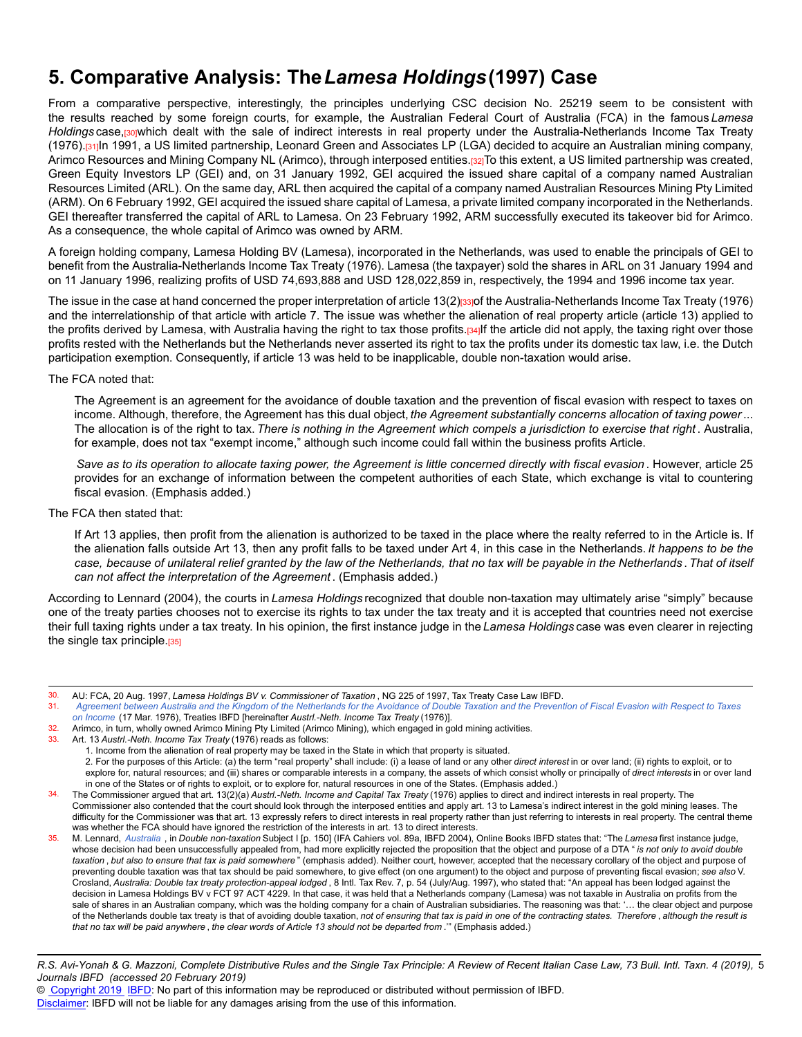# 5. Comparative Analysis: The *Lamesa Holdings* (1997) Case

From a comparative perspective, interestingly, the principles underlying CSC decision No. 25219 seem to be consistent with the results reached by some foreign courts, for example, the Australian Federal Court of Australia (FCA) in the famous *Lamesa Holdings* case,[30] which dealt with the sale of indirect interests in real property under the Australia-Netherlands Income Tax Treaty (1976).[31] In 1991, a US limited partnership, Leonard Green and Associates LP (LGA) decided to acquire an Australian mining company, Arimco Resources and Mining Company NL (Arimco), through interposed entities.[32] To this extent, a US limited partnership was created, Green Equity Investors LP (GEI) and, on 31 January 1992, GEI acquired the issued share capital of a company named Australian Resources Limited (ARL). On the same day, ARL then acquired the capital of a company named Australian Resources Mining Pty Limited (ARM). On 6 February 1992, GEI acquired the issued share capital of Lamesa, a private limited company incorporated in the Netherlands. GEI thereafter transferred the capital of ARL to Lamesa. On 23 February 1992, ARM successfully executed its takeover bid for Arimco. As a consequence, the whole capital of Arimco was owned by ARM.

A foreign holding company, Lamesa Holding BV (Lamesa), incorporated in the Netherlands, was used to enable the principals of GEI to benefit from the Australia-Netherlands Income Tax Treaty (1976). Lamesa (the taxpayer) sold the shares in ARL on 31 January 1994 and on 11 January 1996, realizing profits of USD 74,693,888 and USD 128,022,859 in, respectively, the 1994 and 1996 income tax year.

The issue in the case at hand concerned the proper interpretation of article 13(2)[33] of the Australia-Netherlands Income Tax Treaty (1976) and the interrelationship of that article with article 7. The issue was whether the alienation of real property article (article 13) applied to the profits derived by Lamesa, with Australia having the right to tax those profits.[34] If the article did not apply, the taxing right over those profits rested with the Netherlands but the Netherlands never asserted its right to tax the profits under its domestic tax law, i.e. the Dutch participation exemption. Consequently, if article 13 was held to be inapplicable, double non-taxation would arise.

The FCA noted that:

> The Agreement is an agreement for the avoidance of double taxation and the prevention of fiscal evasion with respect to taxes on income. Although, therefore, the Agreement has this dual object, *the Agreement substantially concerns allocation of taxing power* ... The allocation is of the right to tax. *There is nothing in the Agreement which compels a jurisdiction to exercise that right*. Australia, for example, does not tax "exempt income," although such income could fall within the business profits Article.
>
> *Save as to its operation to allocate taxing power, the Agreement is little concerned directly with fiscal evasion*. However, article 25 provides for an exchange of information between the competent authorities of each State, which exchange is vital to countering fiscal evasion. (Emphasis added.)

The FCA then stated that:

> If Art 13 applies, then profit from the alienation is authorized to be taxed in the place where the realty referred to in the Article is. If the alienation falls outside Art 13, then any profit falls to be taxed under Art 4, in this case in the Netherlands. *It happens to be the case, because of unilateral relief granted by the law of the Netherlands, that no tax will be payable in the Netherlands*. *That of itself can not affect the interpretation of the Agreement*. (Emphasis added.)

According to Lennard (2004), the courts in *Lamesa Holdings* recognized that double non-taxation may ultimately arise "simply" because one of the treaty parties chooses not to exercise its rights to tax under the tax treaty and it is accepted that countries need not exercise their full taxing rights under a tax treaty. In his opinion, the first instance judge in the *Lamesa Holdings* case was even clearer in rejecting the single tax principle.[35]

---

30. AU: FCA, 20 Aug. 1997, *Lamesa Holdings BV v. Commissioner of Taxation*, NG 225 of 1997, Tax Treaty Case Law IBFD.
31. *Agreement between Australia and the Kingdom of the Netherlands for the Avoidance of Double Taxation and the Prevention of Fiscal Evasion with Respect to Taxes on Income* (17 Mar. 1976), Treaties IBFD [hereinafter *Austrl.-Neth. Income Tax Treaty* (1976)].
32. Arimco, in turn, wholly owned Arimco Mining Pty Limited (Arimco Mining), which engaged in gold mining activities.
33. Art. 13 *Austrl.-Neth. Income Tax Treaty* (1976) reads as follows:
    1. Income from the alienation of real property may be taxed in the State in which that property is situated.
    2. For the purposes of this Article: (a) the term "real property" shall include: (i) a lease of land or any other *direct interest* in or over land; (ii) rights to exploit, or to explore for, natural resources; and (iii) shares or comparable interests in a company, the assets of which consist wholly or principally of *direct interests* in or over land in one of the States or of rights to exploit, or to explore for, natural resources in one of the States. (Emphasis added.)
34. The Commissioner argued that art. 13(2)(a) *Austrl.-Neth. Income and Capital Tax Treaty* (1976) applies to direct and indirect interests in real property. The Commissioner also contended that the court should look through the interposed entities and apply art. 13 to Lamesa's indirect interest in the gold mining leases. The difficulty for the Commissioner was that art. 13 expressly refers to direct interests in real property rather than just referring to interests in real property. The central theme was whether the FCA should have ignored the restriction of the interests in art. 13 to direct interests.
35. M. Lennard, *Australia*, in *Double non-taxation* Subject I [p. 150] (IFA Cahiers vol. 89a, IBFD 2004), Online Books IBFD states that: "The *Lamesa* first instance judge, whose decision had been unsuccessfully appealed from, had more explicitly rejected the proposition that the object and purpose of a DTA "*is not only to avoid double taxation*, *but also to ensure that tax is paid somewhere*" (emphasis added). Neither court, however, accepted that the necessary corollary of the object and purpose of preventing double taxation was that tax should be paid somewhere, to give effect (on one argument) to the object and purpose of preventing fiscal evasion; *see also* V. Crosland, *Australia: Double tax treaty protection-appeal lodged*, 8 Intl. Tax Rev. 7, p. 54 (July/Aug. 1997), who stated that: "An appeal has been lodged against the decision in Lamesa Holdings BV v FCT 97 ACT 4229. In that case, it was held that a Netherlands company (Lamesa) was not taxable in Australia on profits from the sale of shares in an Australian company, which was the holding company for a chain of Australian subsidiaries. The reasoning was that: '... the clear object and purpose of the Netherlands double tax treaty is that of avoiding double taxation, *not of ensuring that tax is paid in one of the contracting states. Therefore*, *although the result is that no tax will be paid anywhere*, *the clear words of Article 13 should not be departed from*.'" (Emphasis added.)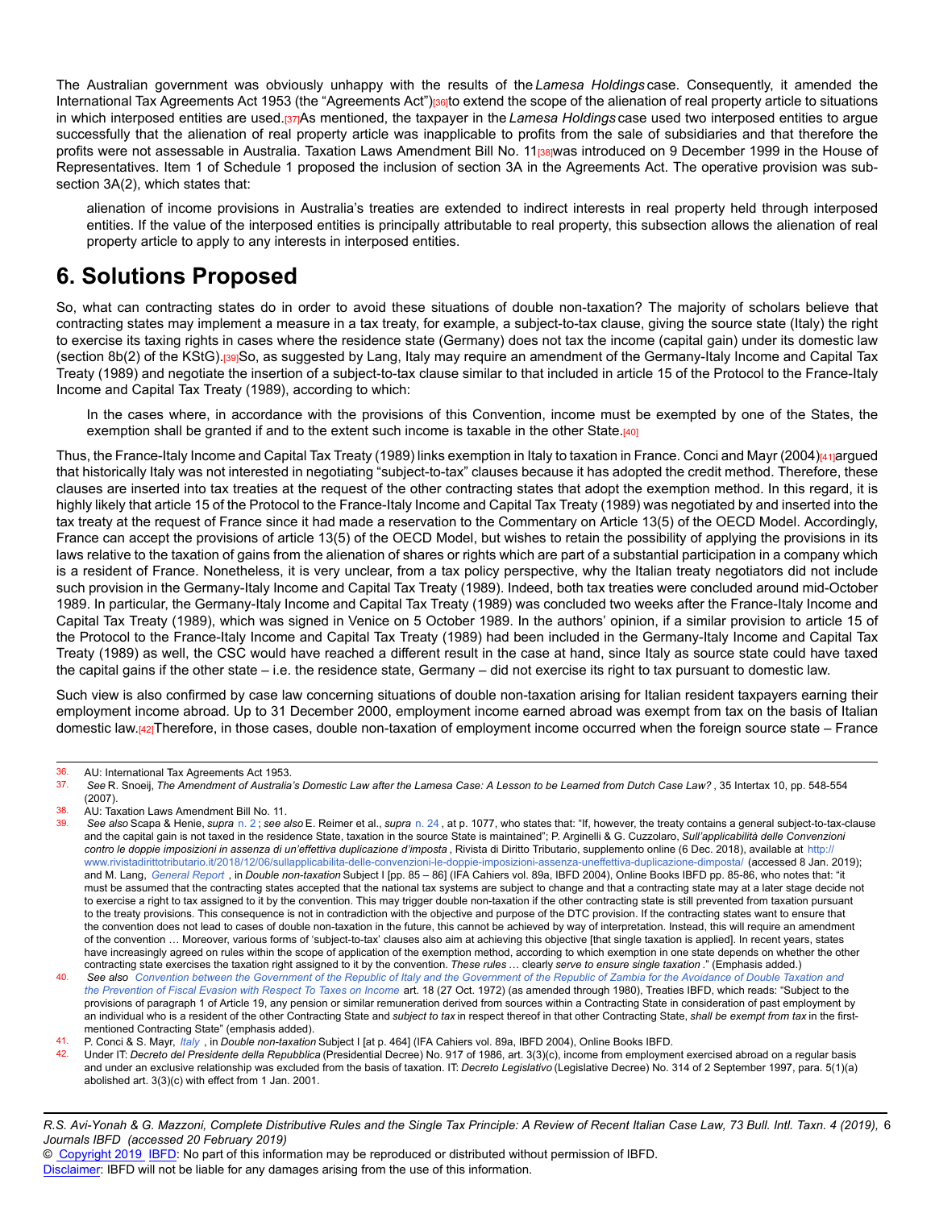The Australian government was obviously unhappy with the results of the *Lamesa Holdings* case. Consequently, it amended the International Tax Agreements Act 1953 (the "Agreements Act")[36] to extend the scope of the alienation of real property article to situations in which interposed entities are used.[37] As mentioned, the taxpayer in the *Lamesa Holdings* case used two interposed entities to argue successfully that the alienation of real property article was inapplicable to profits from the sale of subsidiaries and that therefore the profits were not assessable in Australia. Taxation Laws Amendment Bill No. 11[38] was introduced on 9 December 1999 in the House of Representatives. Item 1 of Schedule 1 proposed the inclusion of section 3A in the Agreements Act. The operative provision was subsection 3A(2), which states that:

> alienation of income provisions in Australia's treaties are extended to indirect interests in real property held through interposed entities. If the value of the interposed entities is principally attributable to real property, this subsection allows the alienation of real property article to apply to any interests in interposed entities.

## 6. Solutions Proposed

So, what can contracting states do in order to avoid these situations of double non-taxation? The majority of scholars believe that contracting states may implement a measure in a tax treaty, for example, a subject-to-tax clause, giving the source state (Italy) the right to exercise its taxing rights in cases where the residence state (Germany) does not tax the income (capital gain) under its domestic law (section 8b(2) of the KStG).[39] So, as suggested by Lang, Italy may require an amendment of the Germany-Italy Income and Capital Tax Treaty (1989) and negotiate the insertion of a subject-to-tax clause similar to that included in article 15 of the Protocol to the France-Italy Income and Capital Tax Treaty (1989), according to which:

> In the cases where, in accordance with the provisions of this Convention, income must be exempted by one of the States, the exemption shall be granted if and to the extent such income is taxable in the other State.[40]

Thus, the France-Italy Income and Capital Tax Treaty (1989) links exemption in Italy to taxation in France. Conci and Mayr (2004)[41] argued that historically Italy was not interested in negotiating "subject-to-tax" clauses because it has adopted the credit method. Therefore, these clauses are inserted into tax treaties at the request of the other contracting states that adopt the exemption method. In this regard, it is highly likely that article 15 of the Protocol to the France-Italy Income and Capital Tax Treaty (1989) was negotiated by and inserted into the tax treaty at the request of France since it had made a reservation to the Commentary on Article 13(5) of the OECD Model. Accordingly, France can accept the provisions of article 13(5) of the OECD Model, but wishes to retain the possibility of applying the provisions in its laws relative to the taxation of gains from the alienation of shares or rights which are part of a substantial participation in a company which is a resident of France. Nonetheless, it is very unclear, from a tax policy perspective, why the Italian treaty negotiators did not include such provision in the Germany-Italy Income and Capital Tax Treaty (1989). Indeed, both tax treaties were concluded around mid-October 1989. In particular, the Germany-Italy Income and Capital Tax Treaty (1989) was concluded two weeks after the France-Italy Income and Capital Tax Treaty (1989), which was signed in Venice on 5 October 1989. In the authors' opinion, if a similar provision to article 15 of the Protocol to the France-Italy Income and Capital Tax Treaty (1989) had been included in the Germany-Italy Income and Capital Tax Treaty (1989) as well, the CSC would have reached a different result in the case at hand, since Italy as source state could have taxed the capital gains if the other state – i.e. the residence state, Germany – did not exercise its right to tax pursuant to domestic law.

Such view is also confirmed by case law concerning situations of double non-taxation arising for Italian resident taxpayers earning their employment income abroad. Up to 31 December 2000, employment income earned abroad was exempt from tax on the basis of Italian domestic law.[42] Therefore, in those cases, double non-taxation of employment income occurred when the foreign source state – France

---

36. AU: International Tax Agreements Act 1953.
37. *See* R. Snoeij, *The Amendment of Australia's Domestic Law after the Lamesa Case: A Lesson to be Learned from Dutch Case Law?* , 35 Intertax 10, pp. 548-554 (2007).
38. AU: Taxation Laws Amendment Bill No. 11.
39. *See also* Scapa & Henie, *supra* n. 2 ; *see also* E. Reimer et al., *supra* n. 24 , at p. 1077, who states that: "If, however, the treaty contains a general subject-to-tax-clause and the capital gain is not taxed in the residence State, taxation in the source State is maintained"; P. Arginelli & G. Cuzzolaro, *Sull'applicabilità delle Convenzioni contro le doppie imposizioni in assenza di un'effettiva duplicazione d'imposta* , Rivista di Diritto Tributario, supplemento online (6 Dec. 2018), available at http://www.rivistadirittotributario.it/2018/12/06/sullapplicabilita-delle-convenzioni-le-doppie-imposizioni-assenza-uneffettiva-duplicazione-dimposta/ (accessed 8 Jan. 2019); and M. Lang, *General Report* , in *Double non-taxation* Subject I [pp. 85 – 86] (IFA Cahiers vol. 89a, IBFD 2004), Online Books IBFD pp. 85-86, who notes that: "it must be assumed that the contracting states accepted that the national tax systems are subject to change and that a contracting state may at a later stage decide not to exercise a right to tax assigned to it by the convention. This may trigger double non-taxation if the other contracting state is still prevented from taxation pursuant to the treaty provisions. This consequence is not in contradiction with the objective and purpose of the DTC provision. If the contracting states want to ensure that the convention does not lead to cases of double non-taxation in the future, this cannot be achieved by way of interpretation. Instead, this will require an amendment of the convention … Moreover, various forms of 'subject-to-tax' clauses also aim at achieving this objective [that single taxation is applied]. In recent years, states have increasingly agreed on rules within the scope of application of the exemption method, according to which exemption in one state depends on whether the other contracting state exercises the taxation right assigned to it by the convention. *These rules* … clearly *serve to ensure single taxation* ." (Emphasis added.)
40. *See also* *Convention between the Government of the Republic of Italy and the Government of the Republic of Zambia for the Avoidance of Double Taxation and the Prevention of Fiscal Evasion with Respect To Taxes on Income* art. 18 (27 Oct. 1972) (as amended through 1980), Treaties IBFD, which reads: "Subject to the provisions of paragraph 1 of Article 19, any pension or similar remuneration derived from sources within a Contracting State in consideration of past employment by an individual who is a resident of the other Contracting State and *subject to tax* in respect thereof in that other Contracting State, *shall be exempt from tax* in the first-mentioned Contracting State" (emphasis added).
41. P. Conci & S. Mayr, *Italy* , in *Double non-taxation* Subject I [at p. 464] (IFA Cahiers vol. 89a, IBFD 2004), Online Books IBFD.
42. Under IT: *Decreto del Presidente della Repubblica* (Presidential Decree) No. 917 of 1986, art. 3(3)(c), income from employment exercised abroad on a regular basis and under an exclusive relationship was excluded from the basis of taxation. IT: *Decreto Legislativo* (Legislative Decree) No. 314 of 2 September 1997, para. 5(1)(a) abolished art. 3(3)(c) with effect from 1 Jan. 2001.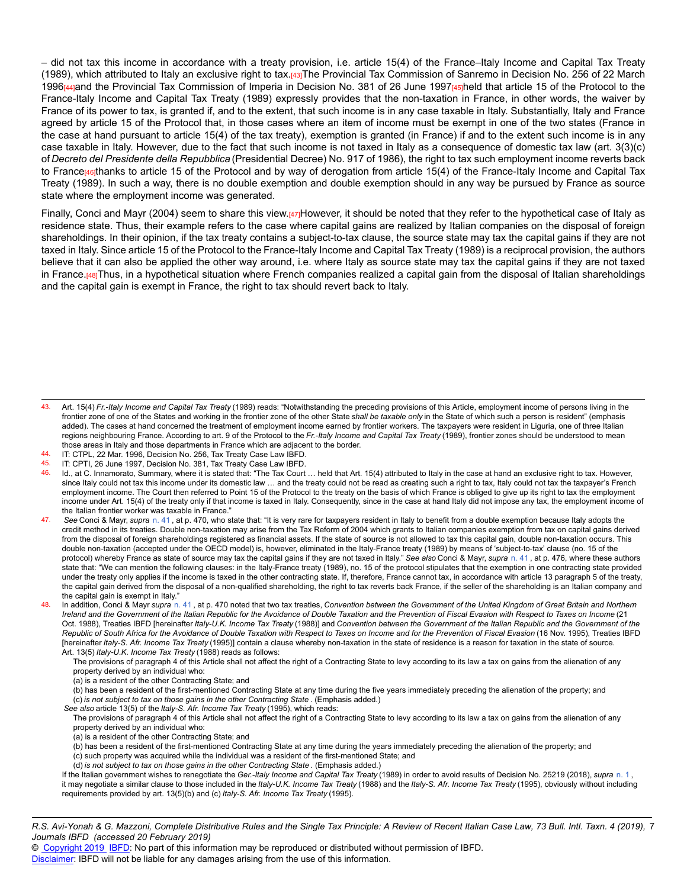– did not tax this income in accordance with a treaty provision, i.e. article 15(4) of the France–Italy Income and Capital Tax Treaty (1989), which attributed to Italy an exclusive right to tax.[43] The Provincial Tax Commission of Sanremo in Decision No. 256 of 22 March 1996[44] and the Provincial Tax Commission of Imperia in Decision No. 381 of 26 June 1997[45] held that article 15 of the Protocol to the France-Italy Income and Capital Tax Treaty (1989) expressly provides that the non-taxation in France, in other words, the waiver by France of its power to tax, is granted if, and to the extent, that such income is in any case taxable in Italy. Substantially, Italy and France agreed by article 15 of the Protocol that, in those cases where an item of income must be exempt in one of the two states (France in the case at hand pursuant to article 15(4) of the tax treaty), exemption is granted (in France) if and to the extent such income is in any case taxable in Italy. However, due to the fact that such income is not taxed in Italy as a consequence of domestic tax law (art. 3(3)(c) of *Decreto del Presidente della Repubblica* (Presidential Decree) No. 917 of 1986), the right to tax such employment income reverts back to France[46] thanks to article 15 of the Protocol and by way of derogation from article 15(4) of the France-Italy Income and Capital Tax Treaty (1989). In such a way, there is no double exemption and double exemption should in any way be pursued by France as source state where the employment income was generated.

Finally, Conci and Mayr (2004) seem to share this view.[47] However, it should be noted that they refer to the hypothetical case of Italy as residence state. Thus, their example refers to the case where capital gains are realized by Italian companies on the disposal of foreign shareholdings. In their opinion, if the tax treaty contains a subject-to-tax clause, the source state may tax the capital gains if they are not taxed in Italy. Since article 15 of the Protocol to the France-Italy Income and Capital Tax Treaty (1989) is a reciprocal provision, the authors believe that it can also be applied the other way around, i.e. where Italy as source state may tax the capital gains if they are not taxed in France.[48] Thus, in a hypothetical situation where French companies realized a capital gain from the disposal of Italian shareholdings and the capital gain is exempt in France, the right to tax should revert back to Italy.

---

43. Art. 15(4) *Fr.-Italy Income and Capital Tax Treaty* (1989) reads: "Notwithstanding the preceding provisions of this Article, employment income of persons living in the frontier zone of one of the States and working in the frontier zone of the other State *shall be taxable only* in the State of which such a person is resident" (emphasis added). The cases at hand concerned the treatment of employment income earned by frontier workers. The taxpayers were resident in Liguria, one of three Italian regions neighbouring France. According to art. 9 of the Protocol to the *Fr.-Italy Income and Capital Tax Treaty* (1989), frontier zones should be understood to mean those areas in Italy and those departments in France which are adjacent to the border.
44. IT: CTPL, 22 Mar. 1996, Decision No. 256, Tax Treaty Case Law IBFD.
45. IT: CPTI, 26 June 1997, Decision No. 381, Tax Treaty Case Law IBFD.
46. Id., at C. Innamorato, Summary, where it is stated that: "The Tax Court … held that Art. 15(4) attributed to Italy in the case at hand an exclusive right to tax. However, since Italy could not tax this income under its domestic law … and the treaty could not be read as creating such a right to tax, Italy could not tax the taxpayer's French employment income. The Court then referred to Point 15 of the Protocol to the treaty on the basis of which France is obliged to give up its right to tax the employment income under Art. 15(4) of the treaty only if that income is taxed in Italy. Consequently, since in the case at hand Italy did not impose any tax, the employment income of the Italian frontier worker was taxable in France."
47. *See* Conci & Mayr, *supra* n. 41 , at p. 470, who state that: "It is very rare for taxpayers resident in Italy to benefit from a double exemption because Italy adopts the credit method in its treaties. Double non-taxation may arise from the Tax Reform of 2004 which grants to Italian companies exemption from tax on capital gains derived from the disposal of foreign shareholdings registered as financial assets. If the state of source is not allowed to tax this capital gain, double non-taxation occurs. This double non-taxation (accepted under the OECD model) is, however, eliminated in the Italy-France treaty (1989) by means of 'subject-to-tax' clause (no. 15 of the protocol) whereby France as state of source may tax the capital gains if they are not taxed in Italy." *See also* Conci & Mayr, *supra* n. 41 , at p. 476, where these authors state that: "We can mention the following clauses: in the Italy-France treaty (1989), no. 15 of the protocol stipulates that the exemption in one contracting state provided under the treaty only applies if the income is taxed in the other contracting state. If, therefore, France cannot tax, in accordance with article 13 paragraph 5 of the treaty, the capital gain derived from the disposal of a non-qualified shareholding, the right to tax reverts back France, if the seller of the shareholding is an Italian company and the capital gain is exempt in Italy."
48. In addition, Conci & Mayr *supra* n. 41 , at p. 470 noted that two tax treaties, *Convention between the Government of the United Kingdom of Great Britain and Northern Ireland and the Government of the Italian Republic for the Avoidance of Double Taxation and the Prevention of Fiscal Evasion with Respect to Taxes on Income* (21 Oct. 1988), Treaties IBFD [hereinafter *Italy-U.K. Income Tax Treaty* (1988)] and *Convention between the Government of the Italian Republic and the Government of the Republic of South Africa for the Avoidance of Double Taxation with Respect to Taxes on Income and for the Prevention of Fiscal Evasion* (16 Nov. 1995), Treaties IBFD [hereinafter *Italy-S. Afr. Income Tax Treaty* (1995)] contain a clause whereby non-taxation in the state of residence is a reason for taxation in the state of source.
   Art. 13(5) *Italy-U.K. Income Tax Treaty* (1988) reads as follows:
   
   The provisions of paragraph 4 of this Article shall not affect the right of a Contracting State to levy according to its law a tax on gains from the alienation of any property derived by an individual who:
   (a) is a resident of the other Contracting State; and
   (b) has been a resident of the first-mentioned Contracting State at any time during the five years immediately preceding the alienation of the property; and
   (c) *is not subject to tax on those gains in the other Contracting State* . (Emphasis added.)
   
   *See also* article 13(5) of the *Italy-S. Afr. Income Tax Treaty* (1995), which reads:
   
   The provisions of paragraph 4 of this Article shall not affect the right of a Contracting State to levy according to its law a tax on gains from the alienation of any property derived by an individual who:
   (a) is a resident of the other Contracting State; and
   (b) has been a resident of the first-mentioned Contracting State at any time during the years immediately preceding the alienation of the property; and
   (c) such property was acquired while the individual was a resident of the first-mentioned State; and
   (d) *is not subject to tax on those gains in the other Contracting State* . (Emphasis added.)
   
   If the Italian government wishes to renegotiate the *Ger.-Italy Income and Capital Tax Treaty* (1989) in order to avoid results of Decision No. 25219 (2018), *supra* n. 1 , it may negotiate a similar clause to those included in the *Italy-U.K. Income Tax Treaty* (1988) and the *Italy-S. Afr. Income Tax Treaty* (1995), obviously without including requirements provided by art. 13(5)(b) and (c) *Italy-S. Afr. Income Tax Treaty* (1995).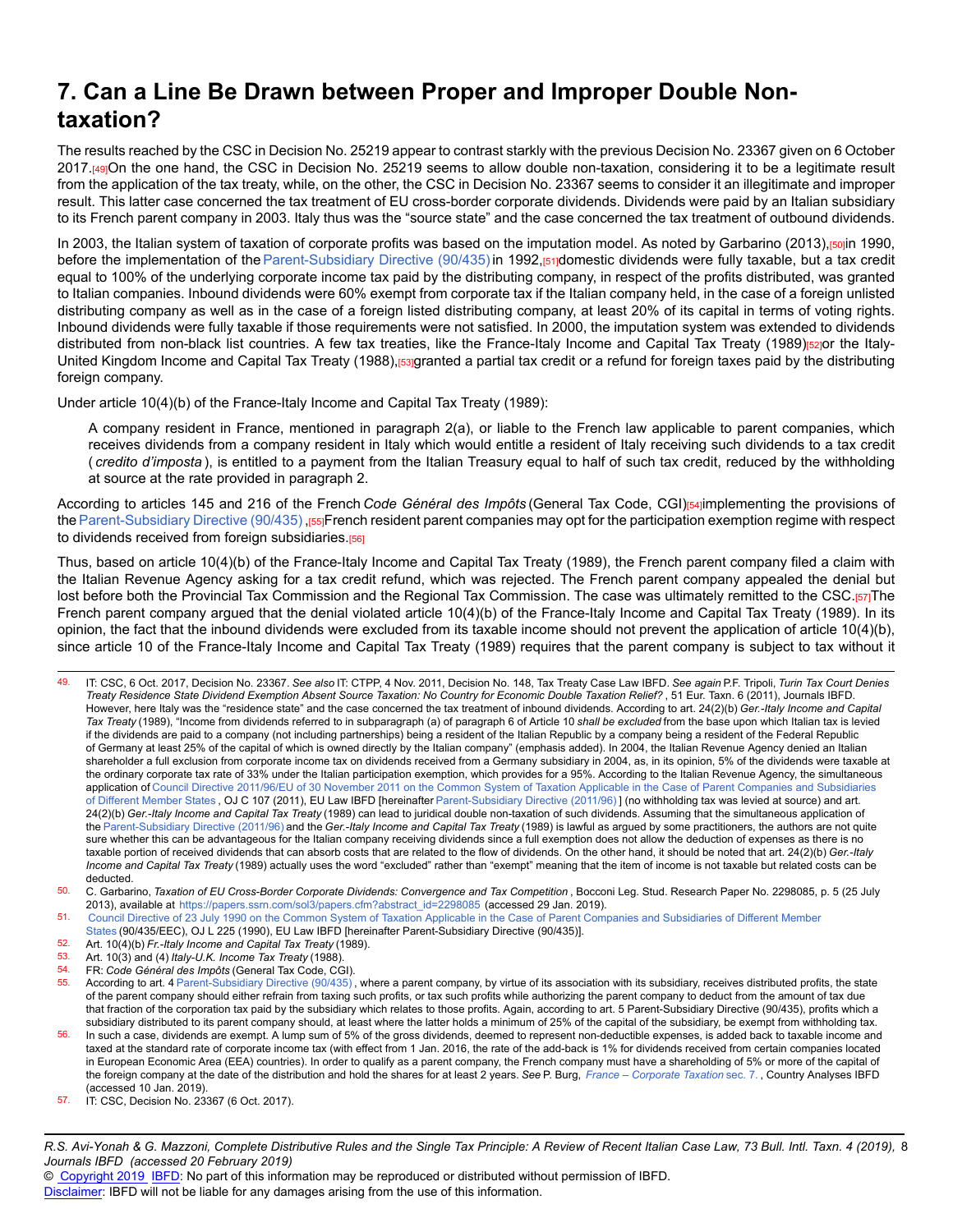# 7. Can a Line Be Drawn between Proper and Improper Double Non-taxation?

The results reached by the CSC in Decision No. 25219 appear to contrast starkly with the previous Decision No. 23367 given on 6 October 2017.[49] On the one hand, the CSC in Decision No. 25219 seems to allow double non-taxation, considering it to be a legitimate result from the application of the tax treaty, while, on the other, the CSC in Decision No. 23367 seems to consider it an illegitimate and improper result. This latter case concerned the tax treatment of EU cross-border corporate dividends. Dividends were paid by an Italian subsidiary to its French parent company in 2003. Italy thus was the "source state" and the case concerned the tax treatment of outbound dividends.

In 2003, the Italian system of taxation of corporate profits was based on the imputation model. As noted by Garbarino (2013),[50] in 1990, before the implementation of the Parent-Subsidiary Directive (90/435) in 1992,[51] domestic dividends were fully taxable, but a tax credit equal to 100% of the underlying corporate income tax paid by the distributing company, in respect of the profits distributed, was granted to Italian companies. Inbound dividends were 60% exempt from corporate tax if the Italian company held, in the case of a foreign unlisted distributing company as well as in the case of a foreign listed distributing company, at least 20% of its capital in terms of voting rights. Inbound dividends were fully taxable if those requirements were not satisfied. In 2000, the imputation system was extended to dividends distributed from non-black list countries. A few tax treaties, like the France-Italy Income and Capital Tax Treaty (1989)[52] or the Italy-United Kingdom Income and Capital Tax Treaty (1988),[53] granted a partial tax credit or a refund for foreign taxes paid by the distributing foreign company.

Under article 10(4)(b) of the France-Italy Income and Capital Tax Treaty (1989):

> A company resident in France, mentioned in paragraph 2(a), or liable to the French law applicable to parent companies, which receives dividends from a company resident in Italy which would entitle a resident of Italy receiving such dividends to a tax credit (*credito d'imposta*), is entitled to a payment from the Italian Treasury equal to half of such tax credit, reduced by the withholding at source at the rate provided in paragraph 2.

According to articles 145 and 216 of the French *Code Général des Impôts* (General Tax Code, CGI)[54] implementing the provisions of the Parent-Subsidiary Directive (90/435),[55] French resident parent companies may opt for the participation exemption regime with respect to dividends received from foreign subsidiaries.[56]

Thus, based on article 10(4)(b) of the France-Italy Income and Capital Tax Treaty (1989), the French parent company filed a claim with the Italian Revenue Agency asking for a tax credit refund, which was rejected. The French parent company appealed the denial but lost before both the Provincial Tax Commission and the Regional Tax Commission. The case was ultimately remitted to the CSC.[57] The French parent company argued that the denial violated article 10(4)(b) of the France-Italy Income and Capital Tax Treaty (1989). In its opinion, the fact that the inbound dividends were excluded from its taxable income should not prevent the application of article 10(4)(b), since article 10 of the France-Italy Income and Capital Tax Treaty (1989) requires that the parent company is subject to tax without it

---

49. IT: CSC, 6 Oct. 2017, Decision No. 23367. *See also* IT: CTPP, 4 Nov. 2011, Decision No. 148, Tax Treaty Case Law IBFD. *See again* P.F. Tripoli, *Turin Tax Court Denies Treaty Residence State Dividend Exemption Absent Source Taxation: No Country for Economic Double Taxation Relief?*, 51 Eur. Taxn. 6 (2011), Journals IBFD. However, here Italy was the "residence state" and the case concerned the tax treatment of inbound dividends. According to art. 24(2)(b) *Ger.-Italy Income and Capital Tax Treaty* (1989), "Income from dividends referred to in subparagraph (a) of paragraph 6 of Article 10 *shall be excluded* from the base upon which Italian tax is levied if the dividends are paid to a company (not including partnerships) being a resident of the Italian Republic by a company being a resident of the Federal Republic of Germany at least 25% of the capital of which is owned directly by the Italian company" (emphasis added). In 2004, the Italian Revenue Agency denied an Italian shareholder a full exclusion from corporate income tax on dividends received from a Germany subsidiary in 2004, as, in its opinion, 5% of the dividends were taxable at the ordinary corporate tax rate of 33% under the Italian participation exemption, which provides for a 95%. According to the Italian Revenue Agency, the simultaneous application of Council Directive 2011/96/EU of 30 November 2011 on the Common System of Taxation Applicable in the Case of Parent Companies and Subsidiaries of Different Member States, OJ C 107 (2011), EU Law IBFD [hereinafter Parent-Subsidiary Directive (2011/96)] (no withholding tax was levied at source) and art. 24(2)(b) *Ger.-Italy Income and Capital Tax Treaty* (1989) can lead to juridical double non-taxation of such dividends. Assuming that the simultaneous application of the Parent-Subsidiary Directive (2011/96) and the *Ger.-Italy Income and Capital Tax Treaty* (1989) is lawful as argued by some practitioners, the authors are not quite sure whether this can be advantageous for the Italian company receiving dividends since a full exemption does not allow the deduction of expenses as there is no taxable portion of received dividends that can absorb costs that are related to the flow of dividends. On the other hand, it should be noted that art. 24(2)(b) *Ger.-Italy Income and Capital Tax Treaty* (1989) actually uses the word "excluded" rather than "exempt" meaning that the item of income is not taxable but related costs can be deducted.
50. C. Garbarino, *Taxation of EU Cross-Border Corporate Dividends: Convergence and Tax Competition*, Bocconi Leg. Stud. Research Paper No. 2298085, p. 5 (25 July 2013), available at https://papers.ssrn.com/sol3/papers.cfm?abstract_id=2298085 (accessed 29 Jan. 2019).
51. Council Directive of 23 July 1990 on the Common System of Taxation Applicable in the Case of Parent Companies and Subsidiaries of Different Member States (90/435/EEC), OJ L 225 (1990), EU Law IBFD [hereinafter Parent-Subsidiary Directive (90/435)].
52. Art. 10(4)(b) *Fr.-Italy Income and Capital Tax Treaty* (1989).
53. Art. 10(3) and (4) *Italy-U.K. Income Tax Treaty* (1988).
54. FR: *Code Général des Impôts* (General Tax Code, CGI).
55. According to art. 4 Parent-Subsidiary Directive (90/435), where a parent company, by virtue of its association with its subsidiary, receives distributed profits, the state of the parent company should either refrain from taxing such profits, or tax such profits while authorizing the parent company to deduct from the amount of tax due that fraction of the corporation tax paid by the subsidiary which relates to those profits. Again, according to art. 5 Parent-Subsidiary Directive (90/435), profits which a subsidiary distributed to its parent company should, at least where the latter holds a minimum of 25% of the capital of the subsidiary, be exempt from withholding tax.
56. In such a case, dividends are exempt. A lump sum of 5% of the gross dividends, deemed to represent non-deductible expenses, is added back to taxable income and taxed at the standard rate of corporate income tax (with effect from 1 Jan. 2016, the rate of the add-back is 1% for dividends received from certain companies located in European Economic Area (EEA) countries). In order to qualify as a parent company, the French company must have a shareholding of 5% or more of the capital of the foreign company at the date of the distribution and hold the shares for at least 2 years. *See* P. Burg, *France – Corporate Taxation* sec. 7., Country Analyses IBFD (accessed 10 Jan. 2019).
57. IT: CSC, Decision No. 23367 (6 Oct. 2017).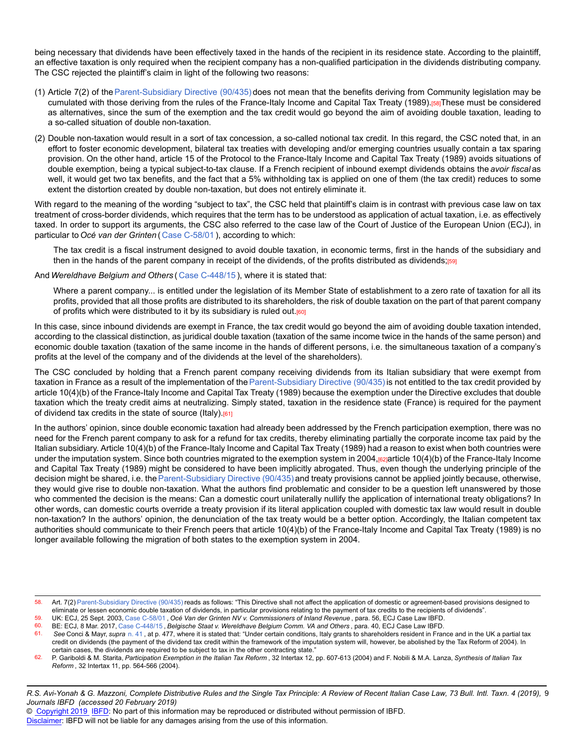being necessary that dividends have been effectively taxed in the hands of the recipient in its residence state. According to the plaintiff, an effective taxation is only required when the recipient company has a non-qualified participation in the dividends distributing company. The CSC rejected the plaintiff's claim in light of the following two reasons:

(1) Article 7(2) of the Parent-Subsidiary Directive (90/435) does not mean that the benefits deriving from Community legislation may be cumulated with those deriving from the rules of the France-Italy Income and Capital Tax Treaty (1989).[58] These must be considered as alternatives, since the sum of the exemption and the tax credit would go beyond the aim of avoiding double taxation, leading to a so-called situation of double non-taxation.

(2) Double non-taxation would result in a sort of tax concession, a so-called notional tax credit. In this regard, the CSC noted that, in an effort to foster economic development, bilateral tax treaties with developing and/or emerging countries usually contain a tax sparing provision. On the other hand, article 15 of the Protocol to the France-Italy Income and Capital Tax Treaty (1989) avoids situations of double exemption, being a typical subject-to-tax clause. If a French recipient of inbound exempt dividends obtains the *avoir fiscal* as well, it would get two tax benefits, and the fact that a 5% withholding tax is applied on one of them (the tax credit) reduces to some extent the distortion created by double non-taxation, but does not entirely eliminate it.

With regard to the meaning of the wording "subject to tax", the CSC held that plaintiff's claim is in contrast with previous case law on tax treatment of cross-border dividends, which requires that the term has to be understood as application of actual taxation, i.e. as effectively taxed. In order to support its arguments, the CSC also referred to the case law of the Court of Justice of the European Union (ECJ), in particular to *Océ van der Grinten* (Case C-58/01), according to which:

> The tax credit is a fiscal instrument designed to avoid double taxation, in economic terms, first in the hands of the subsidiary and then in the hands of the parent company in receipt of the dividends, of the profits distributed as dividends;[59]

And *Wereldhave Belgium and Others* (Case C-448/15), where it is stated that:

> Where a parent company... is entitled under the legislation of its Member State of establishment to a zero rate of taxation for all its profits, provided that all those profits are distributed to its shareholders, the risk of double taxation on the part of that parent company of profits which were distributed to it by its subsidiary is ruled out.[60]

In this case, since inbound dividends are exempt in France, the tax credit would go beyond the aim of avoiding double taxation intended, according to the classical distinction, as juridical double taxation (taxation of the same income twice in the hands of the same person) and economic double taxation (taxation of the same income in the hands of different persons, i.e. the simultaneous taxation of a company's profits at the level of the company and of the dividends at the level of the shareholders).

The CSC concluded by holding that a French parent company receiving dividends from its Italian subsidiary that were exempt from taxation in France as a result of the implementation of the Parent-Subsidiary Directive (90/435) is not entitled to the tax credit provided by article 10(4)(b) of the France-Italy Income and Capital Tax Treaty (1989) because the exemption under the Directive excludes that double taxation which the treaty credit aims at neutralizing. Simply stated, taxation in the residence state (France) is required for the payment of dividend tax credits in the state of source (Italy).[61]

In the authors' opinion, since double economic taxation had already been addressed by the French participation exemption, there was no need for the French parent company to ask for a refund for tax credits, thereby eliminating partially the corporate income tax paid by the Italian subsidiary. Article 10(4)(b) of the France-Italy Income and Capital Tax Treaty (1989) had a reason to exist when both countries were under the imputation system. Since both countries migrated to the exemption system in 2004,[62] article 10(4)(b) of the France-Italy Income and Capital Tax Treaty (1989) might be considered to have been implicitly abrogated. Thus, even though the underlying principle of the decision might be shared, i.e. the Parent-Subsidiary Directive (90/435) and treaty provisions cannot be applied jointly because, otherwise, they would give rise to double non-taxation. What the authors find problematic and consider to be a question left unanswered by those who commented the decision is the means: Can a domestic court unilaterally nullify the application of international treaty obligations? In other words, can domestic courts override a treaty provision if its literal application coupled with domestic tax law would result in double non-taxation? In the authors' opinion, the denunciation of the tax treaty would be a better option. Accordingly, the Italian competent tax authorities should communicate to their French peers that article 10(4)(b) of the France-Italy Income and Capital Tax Treaty (1989) is no longer available following the migration of both states to the exemption system in 2004.

---

58. Art. 7(2) Parent-Subsidiary Directive (90/435) reads as follows: "This Directive shall not affect the application of domestic or agreement-based provisions designed to eliminate or lessen economic double taxation of dividends, in particular provisions relating to the payment of tax credits to the recipients of dividends".
59. UK: ECJ, 25 Sept. 2003, Case C-58/01, *Océ Van der Grinten NV v. Commissioners of Inland Revenue*, para. 56, ECJ Case Law IBFD.
60. BE: ECJ, 8 Mar. 2017, Case C-448/15, *Belgische Staat v. Wereldhave Belgium Comm. VA and Others*, para. 40, ECJ Case Law IBFD.
61. *See* Conci & Mayr, *supra* n. 41, at p. 477, where it is stated that: "Under certain conditions, Italy grants to shareholders resident in France and in the UK a partial tax credit on dividends (the payment of the dividend tax credit within the framework of the imputation system will, however, be abolished by the Tax Reform of 2004). In certain cases, the dividends are required to be subject to tax in the other contracting state."
62. P. Gariboldi & M. Starita, *Participation Exemption in the Italian Tax Reform*, 32 Intertax 12, pp. 607-613 (2004) and F. Nobili & M.A. Lanza, *Synthesis of Italian Tax Reform*, 32 Intertax 11, pp. 564-566 (2004).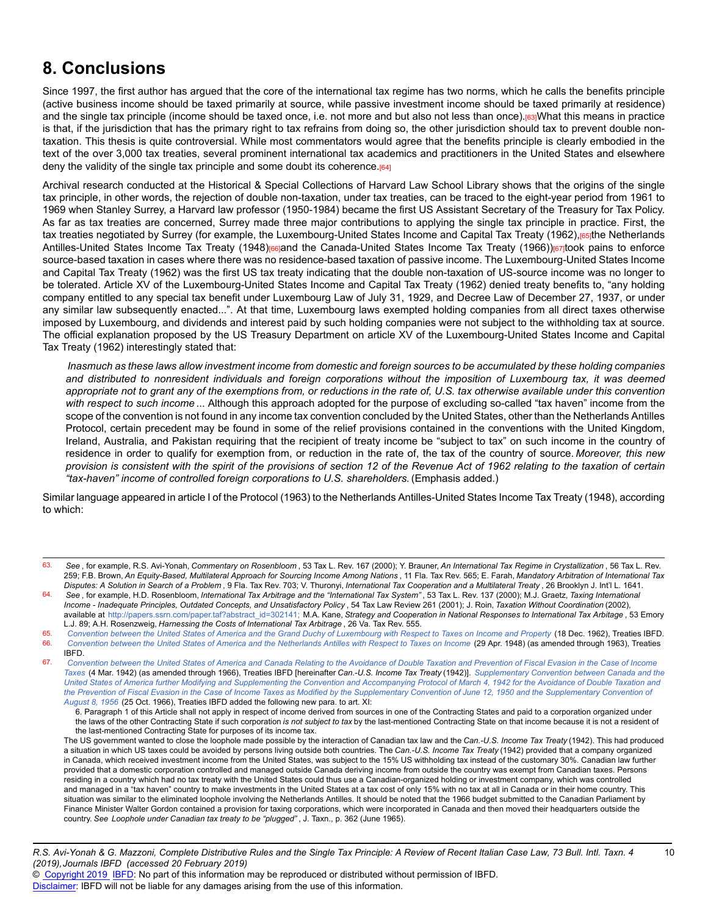## 8. Conclusions

Since 1997, the first author has argued that the core of the international tax regime has two norms, which he calls the benefits principle (active business income should be taxed primarily at source, while passive investment income should be taxed primarily at residence) and the single tax principle (income should be taxed once, i.e. not more and but also not less than once).[63] What this means in practice is that, if the jurisdiction that has the primary right to tax refrains from doing so, the other jurisdiction should tax to prevent double non-taxation. This thesis is quite controversial. While most commentators would agree that the benefits principle is clearly embodied in the text of the over 3,000 tax treaties, several prominent international tax academics and practitioners in the United States and elsewhere deny the validity of the single tax principle and some doubt its coherence.[64]

Archival research conducted at the Historical & Special Collections of Harvard Law School Library shows that the origins of the single tax principle, in other words, the rejection of double non-taxation, under tax treaties, can be traced to the eight-year period from 1961 to 1969 when Stanley Surrey, a Harvard law professor (1950-1984) became the first US Assistant Secretary of the Treasury for Tax Policy. As far as tax treaties are concerned, Surrey made three major contributions to applying the single tax principle in practice. First, the tax treaties negotiated by Surrey (for example, the Luxembourg-United States Income and Capital Tax Treaty (1962),[65] the Netherlands Antilles-United States Income Tax Treaty (1948)[66] and the Canada-United States Income Tax Treaty (1966))[67] took pains to enforce source-based taxation in cases where there was no residence-based taxation of passive income. The Luxembourg-United States Income and Capital Tax Treaty (1962) was the first US tax treaty indicating that the double non-taxation of US-source income was no longer to be tolerated. Article XV of the Luxembourg-United States Income and Capital Tax Treaty (1962) denied treaty benefits to, "any holding company entitled to any special tax benefit under Luxembourg Law of July 31, 1929, and Decree Law of December 27, 1937, or under any similar law subsequently enacted...". At that time, Luxembourg laws exempted holding companies from all direct taxes otherwise imposed by Luxembourg, and dividends and interest paid by such holding companies were not subject to the withholding tax at source. The official explanation proposed by the US Treasury Department on article XV of the Luxembourg-United States Income and Capital Tax Treaty (1962) interestingly stated that:

> *Inasmuch as these laws allow investment income from domestic and foreign sources to be accumulated by these holding companies and distributed to nonresident individuals and foreign corporations without the imposition of Luxembourg tax, it was deemed appropriate not to grant any of the exemptions from, or reductions in the rate of, U.S. tax otherwise available under this convention with respect to such income* ... Although this approach adopted for the purpose of excluding so-called "tax haven" income from the scope of the convention is not found in any income tax convention concluded by the United States, other than the Netherlands Antilles Protocol, certain precedent may be found in some of the relief provisions contained in the conventions with the United Kingdom, Ireland, Australia, and Pakistan requiring that the recipient of treaty income be "subject to tax" on such income in the country of residence in order to qualify for exemption from, or reduction in the rate of, the tax of the country of source. *Moreover, this new provision is consistent with the spirit of the provisions of section 12 of the Revenue Act of 1962 relating to the taxation of certain "tax-haven" income of controlled foreign corporations to U.S. shareholders.* (Emphasis added.)

Similar language appeared in article I of the Protocol (1963) to the Netherlands Antilles-United States Income Tax Treaty (1948), according to which:

---

63. *See* , for example, R.S. Avi-Yonah, *Commentary on Rosenbloom* , 53 Tax L. Rev. 167 (2000); Y. Brauner, *An International Tax Regime in Crystallization* , 56 Tax L. Rev. 259; F.B. Brown, *An Equity-Based, Multilateral Approach for Sourcing Income Among Nations* , 11 Fla. Tax Rev. 565; E. Farah, *Mandatory Arbitration of International Tax Disputes: A Solution in Search of a Problem* , 9 Fla. Tax Rev. 703; V. Thuronyi, *International Tax Cooperation and a Multilateral Treaty* , 26 Brooklyn J. Int'l L. 1641.

64. *See* , for example, H.D. Rosenbloom, *International Tax Arbitrage and the "International Tax System"* , 53 Tax L. Rev. 137 (2000); M.J. Graetz, *Taxing International Income - Inadequate Principles, Outdated Concepts, and Unsatisfactory Policy* , 54 Tax Law Review 261 (2001); J. Roin, *Taxation Without Coordination* (2002), available at http://papers.ssrn.com/paper.taf?abstract_id=302141; M.A. Kane, *Strategy and Cooperation in National Responses to International Tax Arbitrage* , 53 Emory L.J. 89; A.H. Rosenzweig, *Harnessing the Costs of International Tax Arbitrage* , 26 Va. Tax Rev. 555.

65. *Convention between the United States of America and the Grand Duchy of Luxembourg with Respect to Taxes on Income and Property* (18 Dec. 1962), Treaties IBFD.

66. *Convention between the United States of America and the Netherlands Antilles with Respect to Taxes on Income* (29 Apr. 1948) (as amended through 1963), Treaties IBFD.

67. *Convention between the United States of America and Canada Relating to the Avoidance of Double Taxation and Prevention of Fiscal Evasion in the Case of Income Taxes* (4 Mar. 1942) (as amended through 1966), Treaties IBFD [hereinafter *Can.-U.S. Income Tax Treaty* (1942)]. *Supplementary Convention between Canada and the United States of America further Modifying and Supplementing the Convention and Accompanying Protocol of March 4, 1942 for the Avoidance of Double Taxation and the Prevention of Fiscal Evasion in the Case of Income Taxes as Modified by the Supplementary Convention of June 12, 1950 and the Supplementary Convention of August 8, 1956* (25 Oct. 1966), Treaties IBFD added the following new para. to art. XI:

    6. Paragraph 1 of this Article shall not apply in respect of income derived from sources in one of the Contracting States and paid to a corporation organized under the laws of the other Contracting State if such corporation *is not subject to tax* by the last-mentioned Contracting State on that income because it is not a resident of the last-mentioned Contracting State for purposes of its income tax.

    The US government wanted to close the loophole made possible by the interaction of Canadian tax law and the *Can.-U.S. Income Tax Treaty* (1942). This had produced a situation in which US taxes could be avoided by persons living outside both countries. The *Can.-U.S. Income Tax Treaty* (1942) provided that a company organized in Canada, which received investment income from the United States, was subject to the 15% US withholding tax instead of the customary 30%. Canadian law further provided that a domestic corporation controlled and managed outside Canada deriving income from outside the country was exempt from Canadian taxes. Persons residing in a country which had no tax treaty with the United States could thus use a Canadian-organized holding or investment company, which was controlled and managed in a "tax haven" country to make investments in the United States at a tax cost of only 15% with no tax at all in Canada or in their home country. This situation was similar to the eliminated loophole involving the Netherlands Antilles. It should be noted that the 1966 budget submitted to the Canadian Parliament by Finance Minister Walter Gordon contained a provision for taxing corporations, which were incorporated in Canada and then moved their headquarters outside the country. *See Loophole under Canadian tax treaty to be "plugged"* , J. Taxn., p. 362 (June 1965).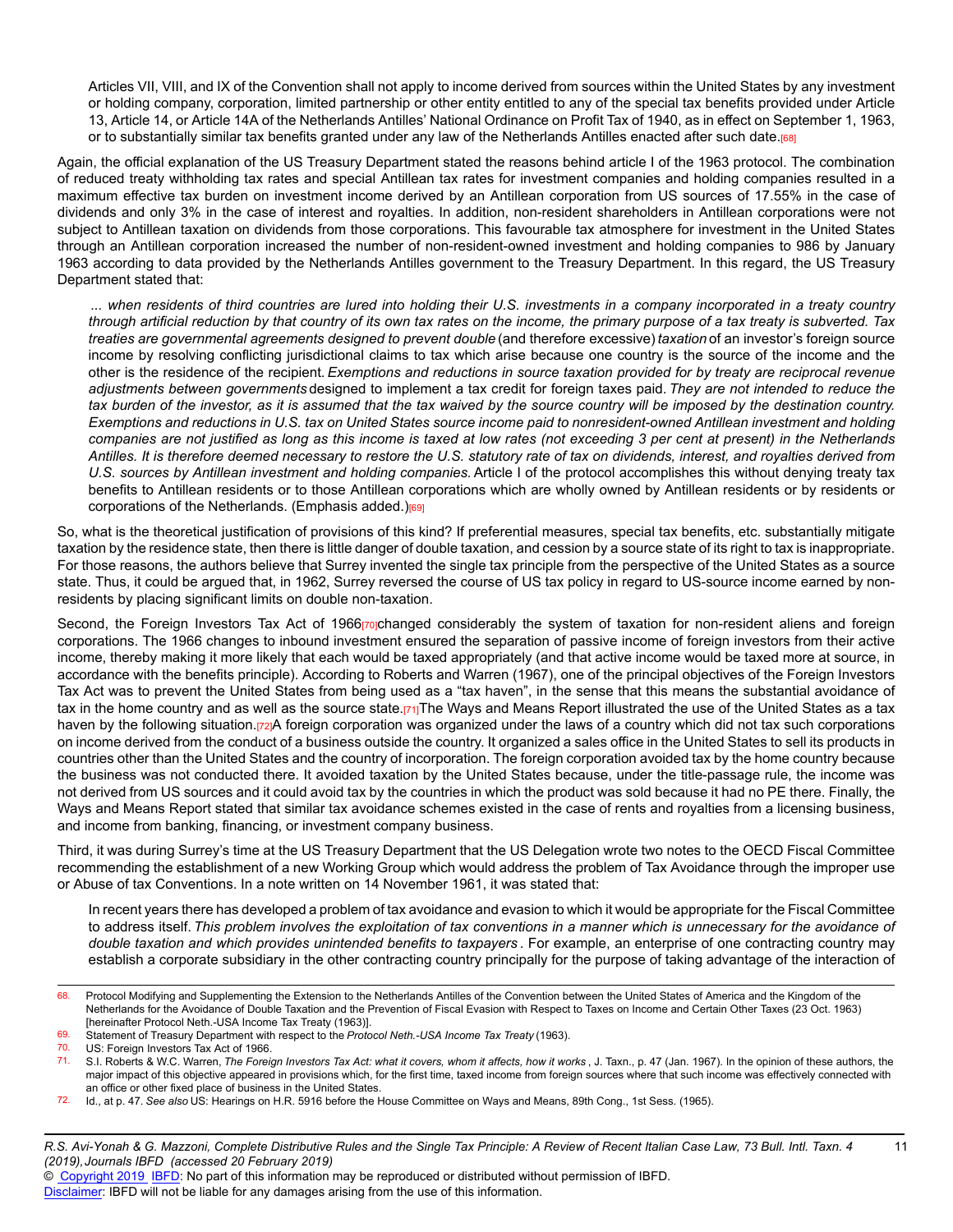Articles VII, VIII, and IX of the Convention shall not apply to income derived from sources within the United States by any investment or holding company, corporation, limited partnership or other entity entitled to any of the special tax benefits provided under Article 13, Article 14, or Article 14A of the Netherlands Antilles' National Ordinance on Profit Tax of 1940, as in effect on September 1, 1963, or to substantially similar tax benefits granted under any law of the Netherlands Antilles enacted after such date.[68]

Again, the official explanation of the US Treasury Department stated the reasons behind article I of the 1963 protocol. The combination of reduced treaty withholding tax rates and special Antillean tax rates for investment companies and holding companies resulted in a maximum effective tax burden on investment income derived by an Antillean corporation from US sources of 17.55% in the case of dividends and only 3% in the case of interest and royalties. In addition, non-resident shareholders in Antillean corporations were not subject to Antillean taxation on dividends from those corporations. This favourable tax atmosphere for investment in the United States through an Antillean corporation increased the number of non-resident-owned investment and holding companies to 986 by January 1963 according to data provided by the Netherlands Antilles government to the Treasury Department. In this regard, the US Treasury Department stated that:

> *... when residents of third countries are lured into holding their U.S. investments in a company incorporated in a treaty country through artificial reduction by that country of its own tax rates on the income, the primary purpose of a tax treaty is subverted. Tax treaties are governmental agreements designed to prevent double* (and therefore excessive) *taxation* of an investor's foreign source income by resolving conflicting jurisdictional claims to tax which arise because one country is the source of the income and the other is the residence of the recipient. *Exemptions and reductions in source taxation provided for by treaty are reciprocal revenue adjustments between governments* designed to implement a tax credit for foreign taxes paid. *They are not intended to reduce the tax burden of the investor, as it is assumed that the tax waived by the source country will be imposed by the destination country. Exemptions and reductions in U.S. tax on United States source income paid to nonresident-owned Antillean investment and holding companies are not justified as long as this income is taxed at low rates (not exceeding 3 per cent at present) in the Netherlands Antilles. It is therefore deemed necessary to restore the U.S. statutory rate of tax on dividends, interest, and royalties derived from U.S. sources by Antillean investment and holding companies.* Article I of the protocol accomplishes this without denying treaty tax benefits to Antillean residents or to those Antillean corporations which are wholly owned by Antillean residents or by residents or corporations of the Netherlands. (Emphasis added.)[69]

So, what is the theoretical justification of provisions of this kind? If preferential measures, special tax benefits, etc. substantially mitigate taxation by the residence state, then there is little danger of double taxation, and cession by a source state of its right to tax is inappropriate. For those reasons, the authors believe that Surrey invented the single tax principle from the perspective of the United States as a source state. Thus, it could be argued that, in 1962, Surrey reversed the course of US tax policy in regard to US-source income earned by non-residents by placing significant limits on double non-taxation.

Second, the Foreign Investors Tax Act of 1966[70] changed considerably the system of taxation for non-resident aliens and foreign corporations. The 1966 changes to inbound investment ensured the separation of passive income of foreign investors from their active income, thereby making it more likely that each would be taxed appropriately (and that active income would be taxed more at source, in accordance with the benefits principle). According to Roberts and Warren (1967), one of the principal objectives of the Foreign Investors Tax Act was to prevent the United States from being used as a "tax haven", in the sense that this means the substantial avoidance of tax in the home country and as well as the source state.[71] The Ways and Means Report illustrated the use of the United States as a tax haven by the following situation.[72] A foreign corporation was organized under the laws of a country which did not tax such corporations on income derived from the conduct of a business outside the country. It organized a sales office in the United States to sell its products in countries other than the United States and the country of incorporation. The foreign corporation avoided tax by the home country because the business was not conducted there. It avoided taxation by the United States because, under the title-passage rule, the income was not derived from US sources and it could avoid tax by the countries in which the product was sold because it had no PE there. Finally, the Ways and Means Report stated that similar tax avoidance schemes existed in the case of rents and royalties from a licensing business, and income from banking, financing, or investment company business.

Third, it was during Surrey's time at the US Treasury Department that the US Delegation wrote two notes to the OECD Fiscal Committee recommending the establishment of a new Working Group which would address the problem of Tax Avoidance through the improper use or Abuse of tax Conventions. In a note written on 14 November 1961, it was stated that:

> In recent years there has developed a problem of tax avoidance and evasion to which it would be appropriate for the Fiscal Committee to address itself. *This problem involves the exploitation of tax conventions in a manner which is unnecessary for the avoidance of double taxation and which provides unintended benefits to taxpayers* . For example, an enterprise of one contracting country may establish a corporate subsidiary in the other contracting country principally for the purpose of taking advantage of the interaction of

---

68. Protocol Modifying and Supplementing the Extension to the Netherlands Antilles of the Convention between the United States of America and the Kingdom of the Netherlands for the Avoidance of Double Taxation and the Prevention of Fiscal Evasion with Respect to Taxes on Income and Certain Other Taxes (23 Oct. 1963) [hereinafter Protocol Neth.-USA Income Tax Treaty (1963)].
69. Statement of Treasury Department with respect to the *Protocol Neth.-USA Income Tax Treaty* (1963).
70. US: Foreign Investors Tax Act of 1966.
71. S.I. Roberts & W.C. Warren, *The Foreign Investors Tax Act: what it covers, whom it affects, how it works* , J. Taxn., p. 47 (Jan. 1967). In the opinion of these authors, the major impact of this objective appeared in provisions which, for the first time, taxed income from foreign sources where that such income was effectively connected with an office or other fixed place of business in the United States.
72. Id., at p. 47. *See also* US: Hearings on H.R. 5916 before the House Committee on Ways and Means, 89th Cong., 1st Sess. (1965).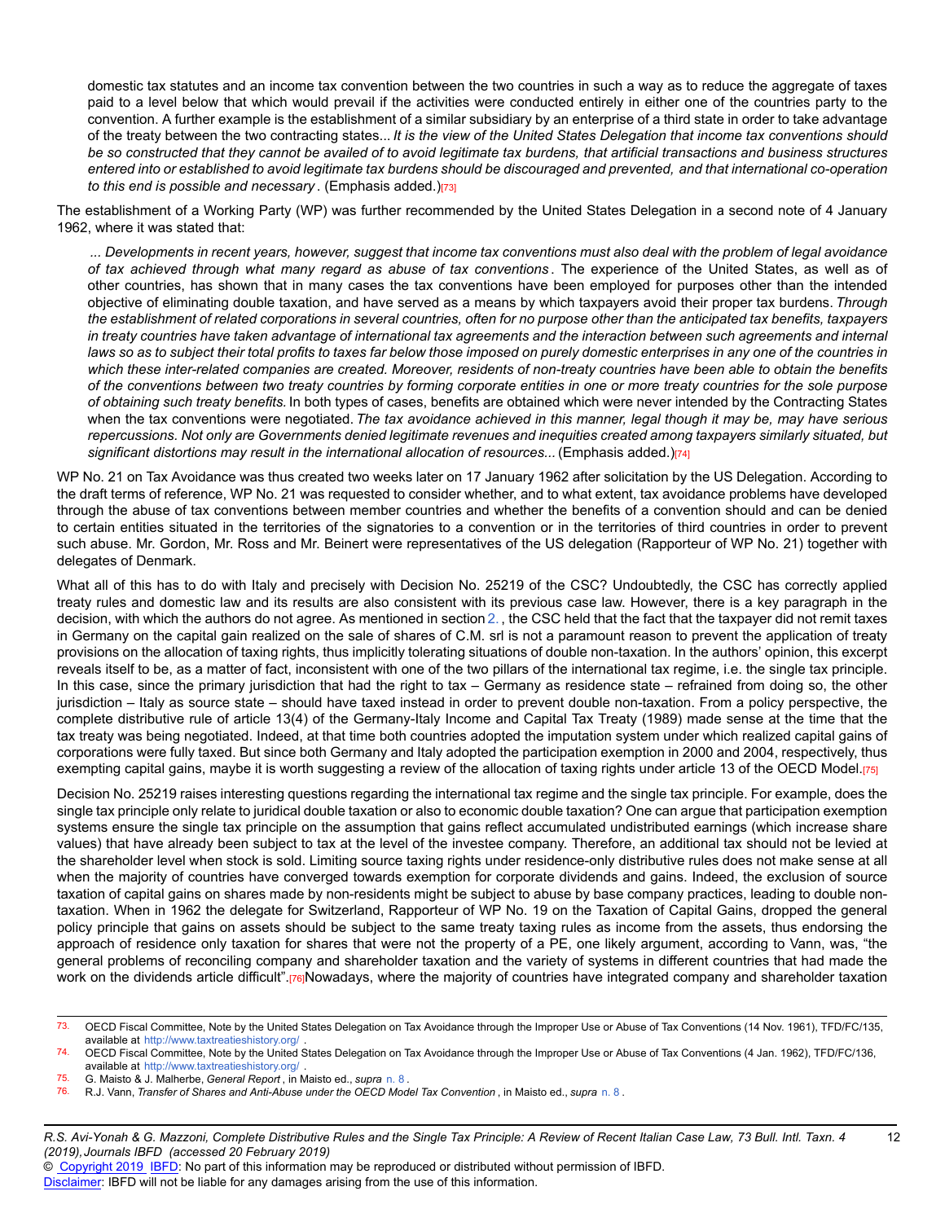domestic tax statutes and an income tax convention between the two countries in such a way as to reduce the aggregate of taxes paid to a level below that which would prevail if the activities were conducted entirely in either one of the countries party to the convention. A further example is the establishment of a similar subsidiary by an enterprise of a third state in order to take advantage of the treaty between the two contracting states... *It is the view of the United States Delegation that income tax conventions should be so constructed that they cannot be availed of to avoid legitimate tax burdens, that artificial transactions and business structures entered into or established to avoid legitimate tax burdens should be discouraged and prevented, and that international co-operation to this end is possible and necessary*. (Emphasis added.)[73]

The establishment of a Working Party (WP) was further recommended by the United States Delegation in a second note of 4 January 1962, where it was stated that:

> ... *Developments in recent years, however, suggest that income tax conventions must also deal with the problem of legal avoidance of tax achieved through what many regard as abuse of tax conventions*. The experience of the United States, as well as of other countries, has shown that in many cases the tax conventions have been employed for purposes other than the intended objective of eliminating double taxation, and have served as a means by which taxpayers avoid their proper tax burdens. *Through the establishment of related corporations in several countries, often for no purpose other than the anticipated tax benefits, taxpayers in treaty countries have taken advantage of international tax agreements and the interaction between such agreements and internal laws so as to subject their total profits to taxes far below those imposed on purely domestic enterprises in any one of the countries in which these inter-related companies are created. Moreover, residents of non-treaty countries have been able to obtain the benefits of the conventions between two treaty countries by forming corporate entities in one or more treaty countries for the sole purpose of obtaining such treaty benefits.* In both types of cases, benefits are obtained which were never intended by the Contracting States when the tax conventions were negotiated. *The tax avoidance achieved in this manner, legal though it may be, may have serious repercussions. Not only are Governments denied legitimate revenues and inequities created among taxpayers similarly situated, but significant distortions may result in the international allocation of resources...* (Emphasis added.)[74]

WP No. 21 on Tax Avoidance was thus created two weeks later on 17 January 1962 after solicitation by the US Delegation. According to the draft terms of reference, WP No. 21 was requested to consider whether, and to what extent, tax avoidance problems have developed through the abuse of tax conventions between member countries and whether the benefits of a convention should and can be denied to certain entities situated in the territories of the signatories to a convention or in the territories of third countries in order to prevent such abuse. Mr. Gordon, Mr. Ross and Mr. Beinert were representatives of the US delegation (Rapporteur of WP No. 21) together with delegates of Denmark.

What all of this has to do with Italy and precisely with Decision No. 25219 of the CSC? Undoubtedly, the CSC has correctly applied treaty rules and domestic law and its results are also consistent with its previous case law. However, there is a key paragraph in the decision, with which the authors do not agree. As mentioned in section 2., the CSC held that the fact that the taxpayer did not remit taxes in Germany on the capital gain realized on the sale of shares of C.M. srl is not a paramount reason to prevent the application of treaty provisions on the allocation of taxing rights, thus implicitly tolerating situations of double non-taxation. In the authors' opinion, this excerpt reveals itself to be, as a matter of fact, inconsistent with one of the two pillars of the international tax regime, i.e. the single tax principle. In this case, since the primary jurisdiction that had the right to tax – Germany as residence state – refrained from doing so, the other jurisdiction – Italy as source state – should have taxed instead in order to prevent double non-taxation. From a policy perspective, the complete distributive rule of article 13(4) of the Germany-Italy Income and Capital Tax Treaty (1989) made sense at the time that the tax treaty was being negotiated. Indeed, at that time both countries adopted the imputation system under which realized capital gains of corporations were fully taxed. But since both Germany and Italy adopted the participation exemption in 2000 and 2004, respectively, thus exempting capital gains, maybe it is worth suggesting a review of the allocation of taxing rights under article 13 of the OECD Model.[75]

Decision No. 25219 raises interesting questions regarding the international tax regime and the single tax principle. For example, does the single tax principle only relate to juridical double taxation or also to economic double taxation? One can argue that participation exemption systems ensure the single tax principle on the assumption that gains reflect accumulated undistributed earnings (which increase share values) that have already been subject to tax at the level of the investee company. Therefore, an additional tax should not be levied at the shareholder level when stock is sold. Limiting source taxing rights under residence-only distributive rules does not make sense at all when the majority of countries have converged towards exemption for corporate dividends and gains. Indeed, the exclusion of source taxation of capital gains on shares made by non-residents might be subject to abuse by base company practices, leading to double non-taxation. When in 1962 the delegate for Switzerland, Rapporteur of WP No. 19 on the Taxation of Capital Gains, dropped the general policy principle that gains on assets should be subject to the same treaty taxing rules as income from the assets, thus endorsing the approach of residence only taxation for shares that were not the property of a PE, one likely argument, according to Vann, was, "the general problems of reconciling company and shareholder taxation and the variety of systems in different countries that had made the work on the dividends article difficult".[76] Nowadays, where the majority of countries have integrated company and shareholder taxation

---

73. OECD Fiscal Committee, Note by the United States Delegation on Tax Avoidance through the Improper Use or Abuse of Tax Conventions (14 Nov. 1961), TFD/FC/135, available at http://www.taxtreatieshistory.org/ .
74. OECD Fiscal Committee, Note by the United States Delegation on Tax Avoidance through the Improper Use or Abuse of Tax Conventions (4 Jan. 1962), TFD/FC/136, available at http://www.taxtreatieshistory.org/ .
75. G. Maisto & J. Malherbe, *General Report*, in Maisto ed., *supra* n. 8.
76. R.J. Vann, *Transfer of Shares and Anti-Abuse under the OECD Model Tax Convention*, in Maisto ed., *supra* n. 8.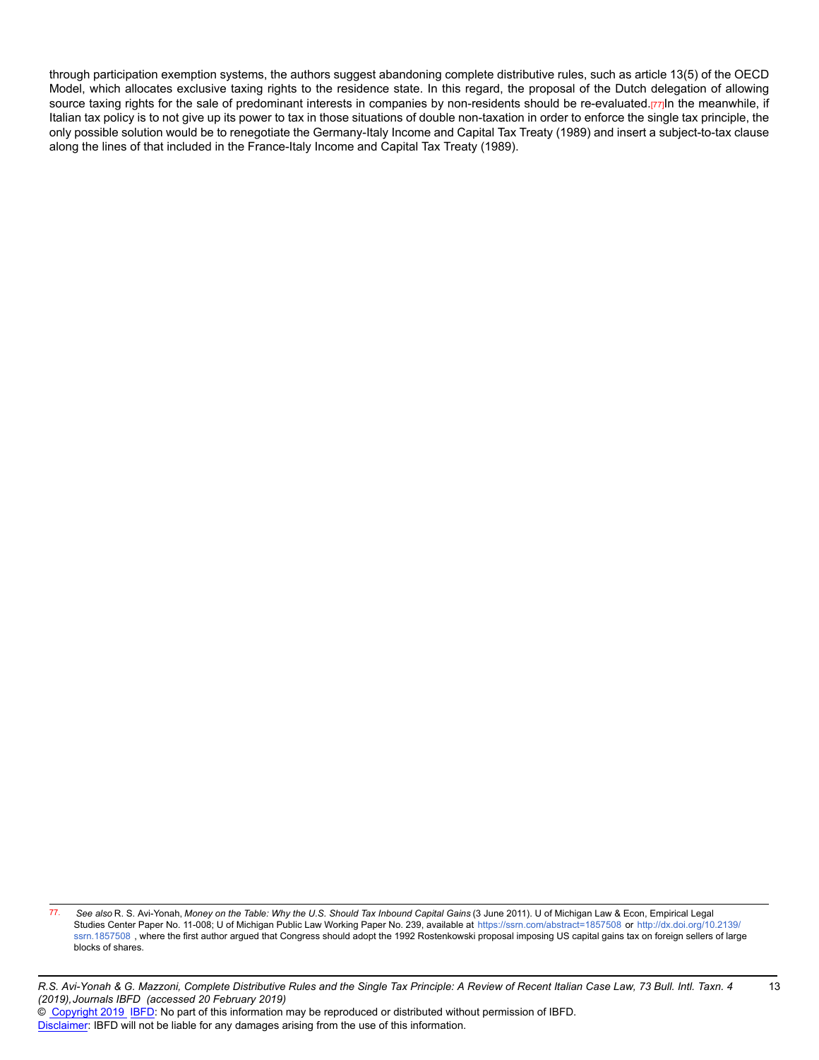through participation exemption systems, the authors suggest abandoning complete distributive rules, such as article 13(5) of the OECD Model, which allocates exclusive taxing rights to the residence state. In this regard, the proposal of the Dutch delegation of allowing source taxing rights for the sale of predominant interests in companies by non-residents should be re-evaluated.[77] In the meanwhile, if Italian tax policy is to not give up its power to tax in those situations of double non-taxation in order to enforce the single tax principle, the only possible solution would be to renegotiate the Germany-Italy Income and Capital Tax Treaty (1989) and insert a subject-to-tax clause along the lines of that included in the France-Italy Income and Capital Tax Treaty (1989).

---

77. *See also* R. S. Avi-Yonah, *Money on the Table: Why the U.S. Should Tax Inbound Capital Gains* (3 June 2011). U of Michigan Law & Econ, Empirical Legal Studies Center Paper No. 11-008; U of Michigan Public Law Working Paper No. 239, available at https://ssrn.com/abstract=1857508 or http://dx.doi.org/10.2139/ssrn.1857508 , where the first author argued that Congress should adopt the 1992 Rostenkowski proposal imposing US capital gains tax on foreign sellers of large blocks of shares.